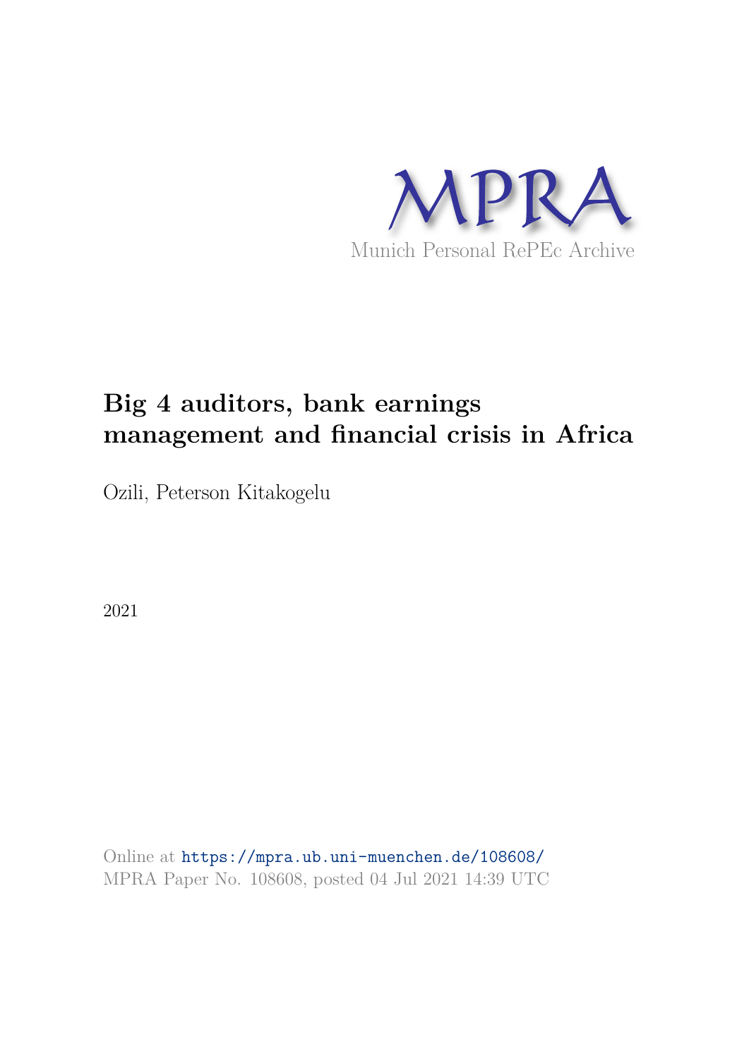MPRA

Munich Personal RePEc Archive

# Big 4 auditors, bank earnings management and financial crisis in Africa

Ozili, Peterson Kitakogelu

2021

Online at https://mpra.ub.uni-muenchen.de/108608/
MPRA Paper No. 108608, posted 04 Jul 2021 14:39 UTC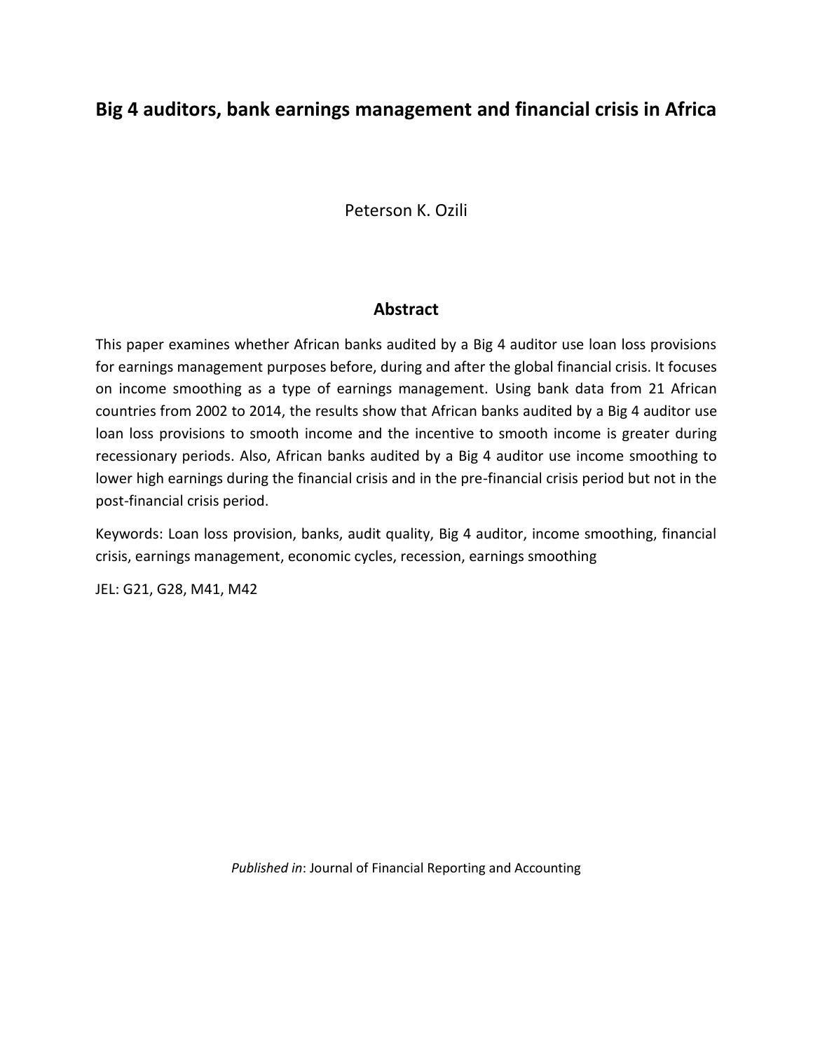# Big 4 auditors, bank earnings management and financial crisis in Africa

Peterson K. Ozili

## Abstract

This paper examines whether African banks audited by a Big 4 auditor use loan loss provisions for earnings management purposes before, during and after the global financial crisis. It focuses on income smoothing as a type of earnings management. Using bank data from 21 African countries from 2002 to 2014, the results show that African banks audited by a Big 4 auditor use loan loss provisions to smooth income and the incentive to smooth income is greater during recessionary periods. Also, African banks audited by a Big 4 auditor use income smoothing to lower high earnings during the financial crisis and in the pre-financial crisis period but not in the post-financial crisis period.

Keywords: Loan loss provision, banks, audit quality, Big 4 auditor, income smoothing, financial crisis, earnings management, economic cycles, recession, earnings smoothing

JEL: G21, G28, M41, M42

*Published in*: Journal of Financial Reporting and Accounting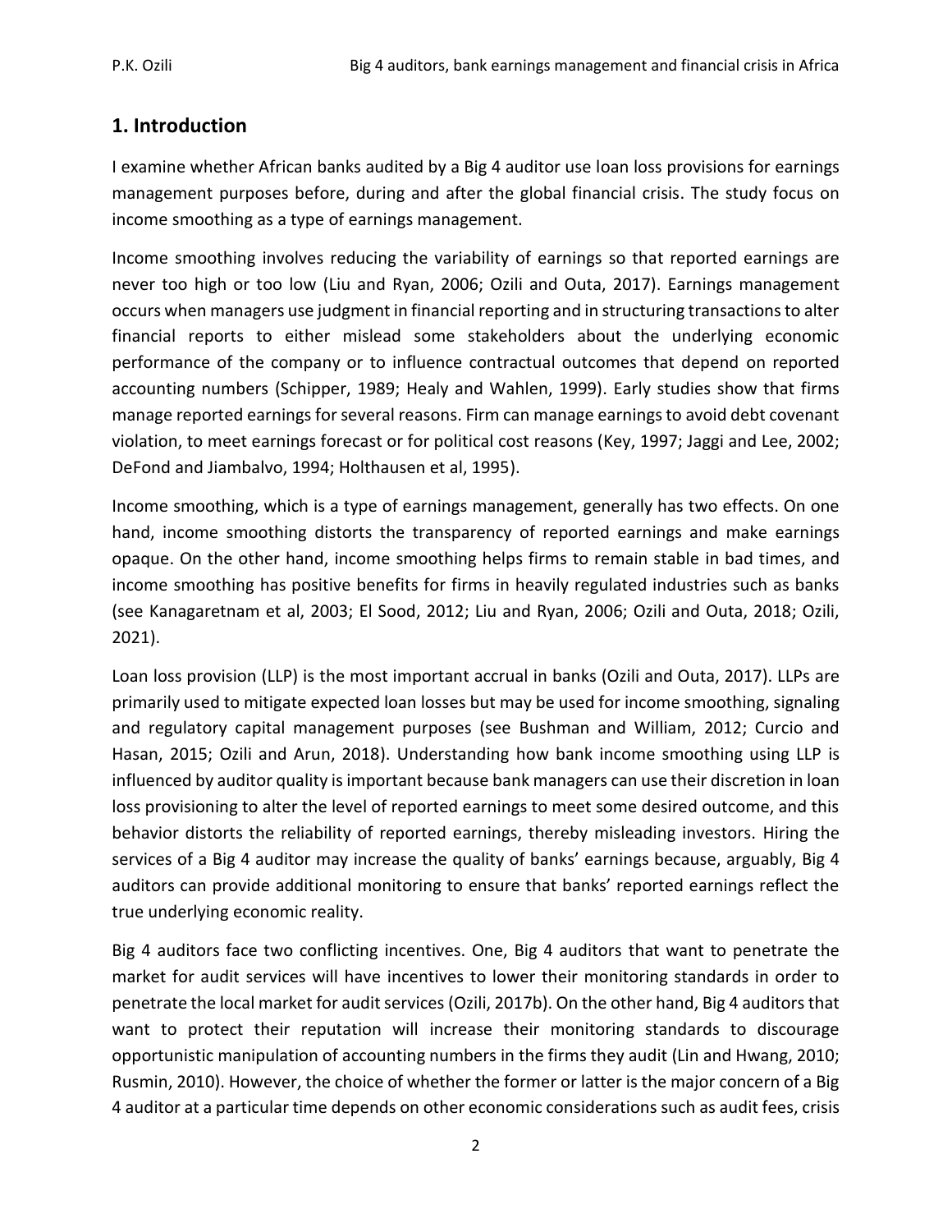## 1. Introduction

I examine whether African banks audited by a Big 4 auditor use loan loss provisions for earnings management purposes before, during and after the global financial crisis. The study focus on income smoothing as a type of earnings management.

Income smoothing involves reducing the variability of earnings so that reported earnings are never too high or too low (Liu and Ryan, 2006; Ozili and Outa, 2017). Earnings management occurs when managers use judgment in financial reporting and in structuring transactions to alter financial reports to either mislead some stakeholders about the underlying economic performance of the company or to influence contractual outcomes that depend on reported accounting numbers (Schipper, 1989; Healy and Wahlen, 1999). Early studies show that firms manage reported earnings for several reasons. Firm can manage earnings to avoid debt covenant violation, to meet earnings forecast or for political cost reasons (Key, 1997; Jaggi and Lee, 2002; DeFond and Jiambalvo, 1994; Holthausen et al, 1995).

Income smoothing, which is a type of earnings management, generally has two effects. On one hand, income smoothing distorts the transparency of reported earnings and make earnings opaque. On the other hand, income smoothing helps firms to remain stable in bad times, and income smoothing has positive benefits for firms in heavily regulated industries such as banks (see Kanagaretnam et al, 2003; El Sood, 2012; Liu and Ryan, 2006; Ozili and Outa, 2018; Ozili, 2021).

Loan loss provision (LLP) is the most important accrual in banks (Ozili and Outa, 2017). LLPs are primarily used to mitigate expected loan losses but may be used for income smoothing, signaling and regulatory capital management purposes (see Bushman and William, 2012; Curcio and Hasan, 2015; Ozili and Arun, 2018). Understanding how bank income smoothing using LLP is influenced by auditor quality is important because bank managers can use their discretion in loan loss provisioning to alter the level of reported earnings to meet some desired outcome, and this behavior distorts the reliability of reported earnings, thereby misleading investors. Hiring the services of a Big 4 auditor may increase the quality of banks' earnings because, arguably, Big 4 auditors can provide additional monitoring to ensure that banks' reported earnings reflect the true underlying economic reality.

Big 4 auditors face two conflicting incentives. One, Big 4 auditors that want to penetrate the market for audit services will have incentives to lower their monitoring standards in order to penetrate the local market for audit services (Ozili, 2017b). On the other hand, Big 4 auditors that want to protect their reputation will increase their monitoring standards to discourage opportunistic manipulation of accounting numbers in the firms they audit (Lin and Hwang, 2010; Rusmin, 2010). However, the choice of whether the former or latter is the major concern of a Big 4 auditor at a particular time depends on other economic considerations such as audit fees, crisis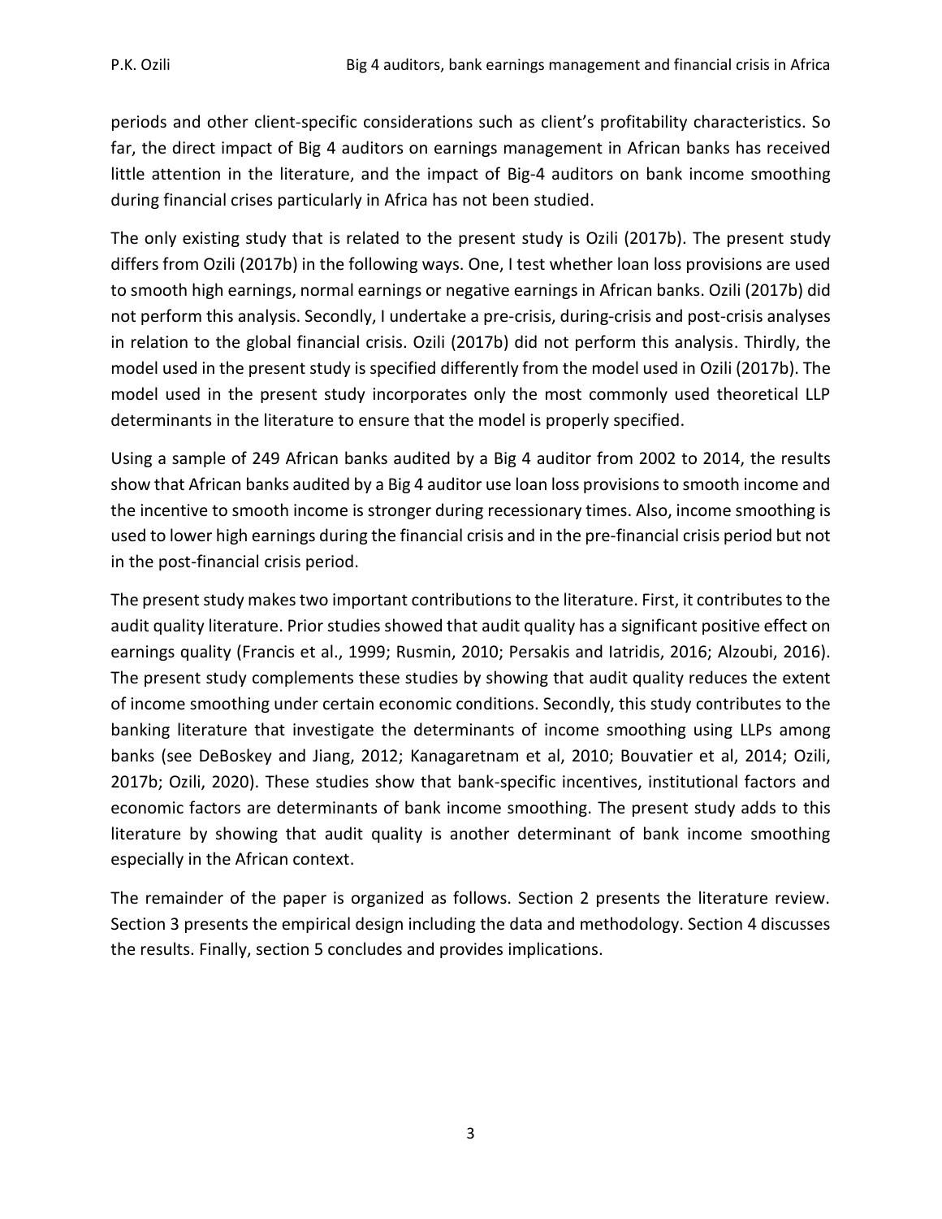periods and other client-specific considerations such as client's profitability characteristics. So far, the direct impact of Big 4 auditors on earnings management in African banks has received little attention in the literature, and the impact of Big-4 auditors on bank income smoothing during financial crises particularly in Africa has not been studied.

The only existing study that is related to the present study is Ozili (2017b). The present study differs from Ozili (2017b) in the following ways. One, I test whether loan loss provisions are used to smooth high earnings, normal earnings or negative earnings in African banks. Ozili (2017b) did not perform this analysis. Secondly, I undertake a pre-crisis, during-crisis and post-crisis analyses in relation to the global financial crisis. Ozili (2017b) did not perform this analysis. Thirdly, the model used in the present study is specified differently from the model used in Ozili (2017b). The model used in the present study incorporates only the most commonly used theoretical LLP determinants in the literature to ensure that the model is properly specified.

Using a sample of 249 African banks audited by a Big 4 auditor from 2002 to 2014, the results show that African banks audited by a Big 4 auditor use loan loss provisions to smooth income and the incentive to smooth income is stronger during recessionary times. Also, income smoothing is used to lower high earnings during the financial crisis and in the pre-financial crisis period but not in the post-financial crisis period.

The present study makes two important contributions to the literature. First, it contributes to the audit quality literature. Prior studies showed that audit quality has a significant positive effect on earnings quality (Francis et al., 1999; Rusmin, 2010; Persakis and Iatridis, 2016; Alzoubi, 2016). The present study complements these studies by showing that audit quality reduces the extent of income smoothing under certain economic conditions. Secondly, this study contributes to the banking literature that investigate the determinants of income smoothing using LLPs among banks (see DeBoskey and Jiang, 2012; Kanagaretnam et al, 2010; Bouvatier et al, 2014; Ozili, 2017b; Ozili, 2020). These studies show that bank-specific incentives, institutional factors and economic factors are determinants of bank income smoothing. The present study adds to this literature by showing that audit quality is another determinant of bank income smoothing especially in the African context.

The remainder of the paper is organized as follows. Section 2 presents the literature review. Section 3 presents the empirical design including the data and methodology. Section 4 discusses the results. Finally, section 5 concludes and provides implications.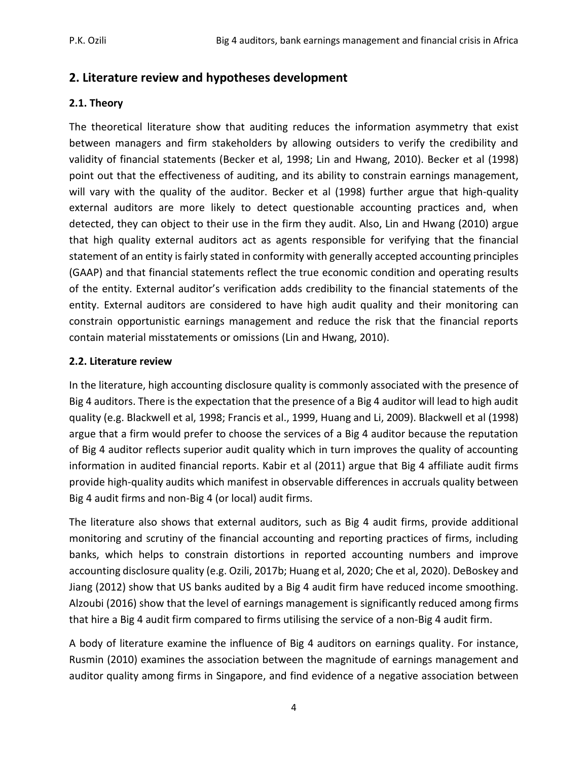## 2. Literature review and hypotheses development

### 2.1. Theory

The theoretical literature show that auditing reduces the information asymmetry that exist between managers and firm stakeholders by allowing outsiders to verify the credibility and validity of financial statements (Becker et al, 1998; Lin and Hwang, 2010). Becker et al (1998) point out that the effectiveness of auditing, and its ability to constrain earnings management, will vary with the quality of the auditor. Becker et al (1998) further argue that high-quality external auditors are more likely to detect questionable accounting practices and, when detected, they can object to their use in the firm they audit. Also, Lin and Hwang (2010) argue that high quality external auditors act as agents responsible for verifying that the financial statement of an entity is fairly stated in conformity with generally accepted accounting principles (GAAP) and that financial statements reflect the true economic condition and operating results of the entity. External auditor's verification adds credibility to the financial statements of the entity. External auditors are considered to have high audit quality and their monitoring can constrain opportunistic earnings management and reduce the risk that the financial reports contain material misstatements or omissions (Lin and Hwang, 2010).

### 2.2. Literature review

In the literature, high accounting disclosure quality is commonly associated with the presence of Big 4 auditors. There is the expectation that the presence of a Big 4 auditor will lead to high audit quality (e.g. Blackwell et al, 1998; Francis et al., 1999, Huang and Li, 2009). Blackwell et al (1998) argue that a firm would prefer to choose the services of a Big 4 auditor because the reputation of Big 4 auditor reflects superior audit quality which in turn improves the quality of accounting information in audited financial reports. Kabir et al (2011) argue that Big 4 affiliate audit firms provide high-quality audits which manifest in observable differences in accruals quality between Big 4 audit firms and non-Big 4 (or local) audit firms.

The literature also shows that external auditors, such as Big 4 audit firms, provide additional monitoring and scrutiny of the financial accounting and reporting practices of firms, including banks, which helps to constrain distortions in reported accounting numbers and improve accounting disclosure quality (e.g. Ozili, 2017b; Huang et al, 2020; Che et al, 2020). DeBoskey and Jiang (2012) show that US banks audited by a Big 4 audit firm have reduced income smoothing. Alzoubi (2016) show that the level of earnings management is significantly reduced among firms that hire a Big 4 audit firm compared to firms utilising the service of a non-Big 4 audit firm.

A body of literature examine the influence of Big 4 auditors on earnings quality. For instance, Rusmin (2010) examines the association between the magnitude of earnings management and auditor quality among firms in Singapore, and find evidence of a negative association between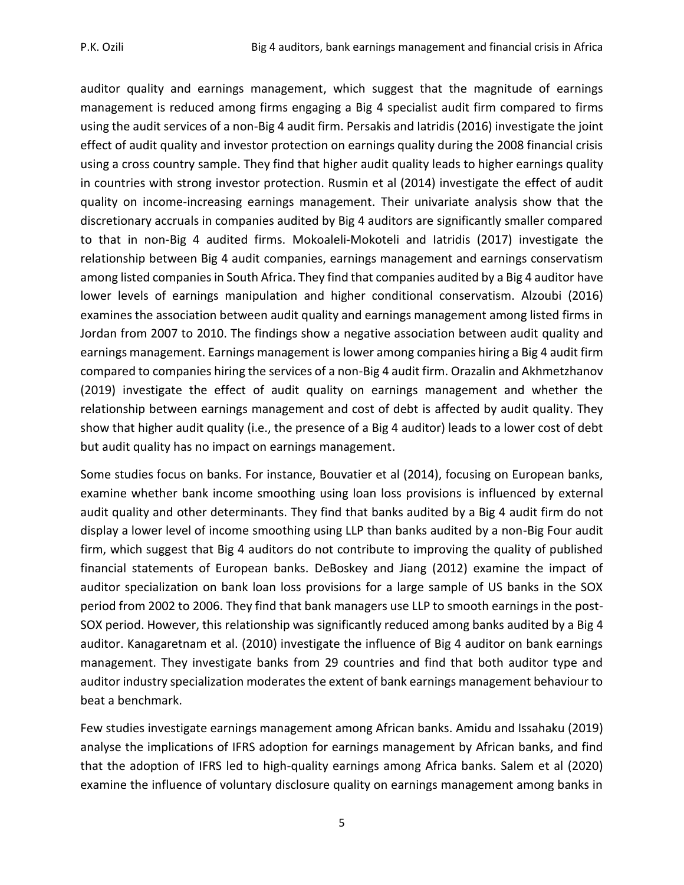auditor quality and earnings management, which suggest that the magnitude of earnings management is reduced among firms engaging a Big 4 specialist audit firm compared to firms using the audit services of a non-Big 4 audit firm. Persakis and Iatridis (2016) investigate the joint effect of audit quality and investor protection on earnings quality during the 2008 financial crisis using a cross country sample. They find that higher audit quality leads to higher earnings quality in countries with strong investor protection. Rusmin et al (2014) investigate the effect of audit quality on income-increasing earnings management. Their univariate analysis show that the discretionary accruals in companies audited by Big 4 auditors are significantly smaller compared to that in non-Big 4 audited firms. Mokoaleli-Mokoteli and Iatridis (2017) investigate the relationship between Big 4 audit companies, earnings management and earnings conservatism among listed companies in South Africa. They find that companies audited by a Big 4 auditor have lower levels of earnings manipulation and higher conditional conservatism. Alzoubi (2016) examines the association between audit quality and earnings management among listed firms in Jordan from 2007 to 2010. The findings show a negative association between audit quality and earnings management. Earnings management is lower among companies hiring a Big 4 audit firm compared to companies hiring the services of a non-Big 4 audit firm. Orazalin and Akhmetzhanov (2019) investigate the effect of audit quality on earnings management and whether the relationship between earnings management and cost of debt is affected by audit quality. They show that higher audit quality (i.e., the presence of a Big 4 auditor) leads to a lower cost of debt but audit quality has no impact on earnings management.

Some studies focus on banks. For instance, Bouvatier et al (2014), focusing on European banks, examine whether bank income smoothing using loan loss provisions is influenced by external audit quality and other determinants. They find that banks audited by a Big 4 audit firm do not display a lower level of income smoothing using LLP than banks audited by a non-Big Four audit firm, which suggest that Big 4 auditors do not contribute to improving the quality of published financial statements of European banks. DeBoskey and Jiang (2012) examine the impact of auditor specialization on bank loan loss provisions for a large sample of US banks in the SOX period from 2002 to 2006. They find that bank managers use LLP to smooth earnings in the post-SOX period. However, this relationship was significantly reduced among banks audited by a Big 4 auditor. Kanagaretnam et al. (2010) investigate the influence of Big 4 auditor on bank earnings management. They investigate banks from 29 countries and find that both auditor type and auditor industry specialization moderates the extent of bank earnings management behaviour to beat a benchmark.

Few studies investigate earnings management among African banks. Amidu and Issahaku (2019) analyse the implications of IFRS adoption for earnings management by African banks, and find that the adoption of IFRS led to high-quality earnings among Africa banks. Salem et al (2020) examine the influence of voluntary disclosure quality on earnings management among banks in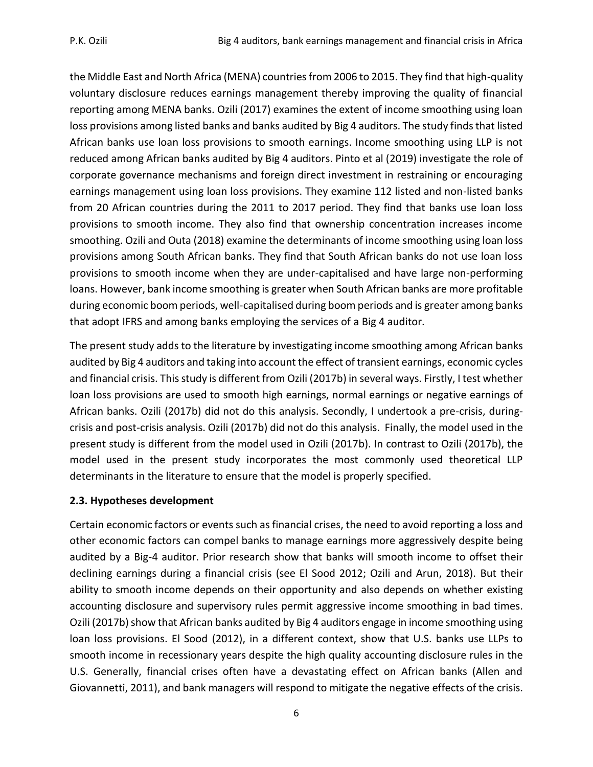the Middle East and North Africa (MENA) countries from 2006 to 2015. They find that high-quality voluntary disclosure reduces earnings management thereby improving the quality of financial reporting among MENA banks. Ozili (2017) examines the extent of income smoothing using loan loss provisions among listed banks and banks audited by Big 4 auditors. The study finds that listed African banks use loan loss provisions to smooth earnings. Income smoothing using LLP is not reduced among African banks audited by Big 4 auditors. Pinto et al (2019) investigate the role of corporate governance mechanisms and foreign direct investment in restraining or encouraging earnings management using loan loss provisions. They examine 112 listed and non-listed banks from 20 African countries during the 2011 to 2017 period. They find that banks use loan loss provisions to smooth income. They also find that ownership concentration increases income smoothing. Ozili and Outa (2018) examine the determinants of income smoothing using loan loss provisions among South African banks. They find that South African banks do not use loan loss provisions to smooth income when they are under-capitalised and have large non-performing loans. However, bank income smoothing is greater when South African banks are more profitable during economic boom periods, well-capitalised during boom periods and is greater among banks that adopt IFRS and among banks employing the services of a Big 4 auditor.

The present study adds to the literature by investigating income smoothing among African banks audited by Big 4 auditors and taking into account the effect of transient earnings, economic cycles and financial crisis. This study is different from Ozili (2017b) in several ways. Firstly, I test whether loan loss provisions are used to smooth high earnings, normal earnings or negative earnings of African banks. Ozili (2017b) did not do this analysis. Secondly, I undertook a pre-crisis, during-crisis and post-crisis analysis. Ozili (2017b) did not do this analysis. Finally, the model used in the present study is different from the model used in Ozili (2017b). In contrast to Ozili (2017b), the model used in the present study incorporates the most commonly used theoretical LLP determinants in the literature to ensure that the model is properly specified.

## 2.3. Hypotheses development

Certain economic factors or events such as financial crises, the need to avoid reporting a loss and other economic factors can compel banks to manage earnings more aggressively despite being audited by a Big-4 auditor. Prior research show that banks will smooth income to offset their declining earnings during a financial crisis (see El Sood 2012; Ozili and Arun, 2018). But their ability to smooth income depends on their opportunity and also depends on whether existing accounting disclosure and supervisory rules permit aggressive income smoothing in bad times. Ozili (2017b) show that African banks audited by Big 4 auditors engage in income smoothing using loan loss provisions. El Sood (2012), in a different context, show that U.S. banks use LLPs to smooth income in recessionary years despite the high quality accounting disclosure rules in the U.S. Generally, financial crises often have a devastating effect on African banks (Allen and Giovannetti, 2011), and bank managers will respond to mitigate the negative effects of the crisis.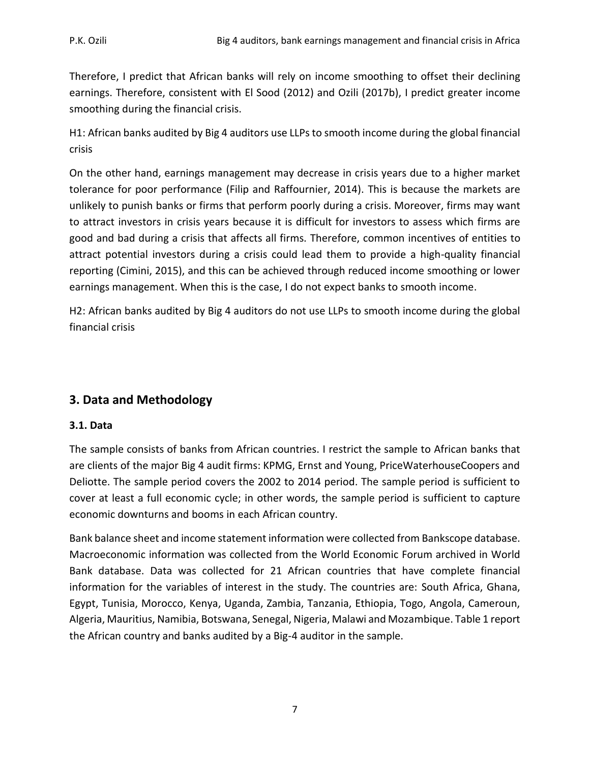Therefore, I predict that African banks will rely on income smoothing to offset their declining earnings. Therefore, consistent with El Sood (2012) and Ozili (2017b), I predict greater income smoothing during the financial crisis.

H1: African banks audited by Big 4 auditors use LLPs to smooth income during the global financial crisis

On the other hand, earnings management may decrease in crisis years due to a higher market tolerance for poor performance (Filip and Raffournier, 2014). This is because the markets are unlikely to punish banks or firms that perform poorly during a crisis. Moreover, firms may want to attract investors in crisis years because it is difficult for investors to assess which firms are good and bad during a crisis that affects all firms. Therefore, common incentives of entities to attract potential investors during a crisis could lead them to provide a high-quality financial reporting (Cimini, 2015), and this can be achieved through reduced income smoothing or lower earnings management. When this is the case, I do not expect banks to smooth income.

H2: African banks audited by Big 4 auditors do not use LLPs to smooth income during the global financial crisis

## 3. Data and Methodology

### 3.1. Data

The sample consists of banks from African countries. I restrict the sample to African banks that are clients of the major Big 4 audit firms: KPMG, Ernst and Young, PriceWaterhouseCoopers and Deliotte. The sample period covers the 2002 to 2014 period. The sample period is sufficient to cover at least a full economic cycle; in other words, the sample period is sufficient to capture economic downturns and booms in each African country.

Bank balance sheet and income statement information were collected from Bankscope database. Macroeconomic information was collected from the World Economic Forum archived in World Bank database. Data was collected for 21 African countries that have complete financial information for the variables of interest in the study. The countries are: South Africa, Ghana, Egypt, Tunisia, Morocco, Kenya, Uganda, Zambia, Tanzania, Ethiopia, Togo, Angola, Cameroun, Algeria, Mauritius, Namibia, Botswana, Senegal, Nigeria, Malawi and Mozambique. Table 1 report the African country and banks audited by a Big-4 auditor in the sample.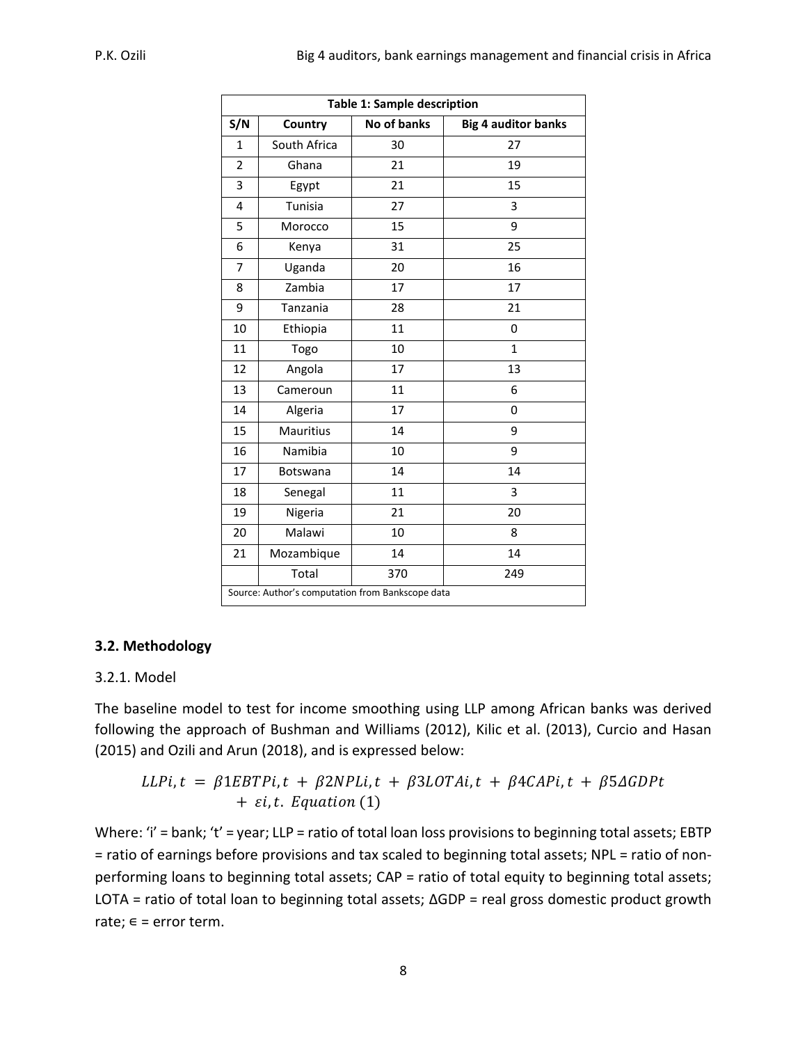| Table 1: Sample description | | | |
|---|---|---|---|
| S/N | Country | No of banks | Big 4 auditor banks |
| 1 | South Africa | 30 | 27 |
| 2 | Ghana | 21 | 19 |
| 3 | Egypt | 21 | 15 |
| 4 | Tunisia | 27 | 3 |
| 5 | Morocco | 15 | 9 |
| 6 | Kenya | 31 | 25 |
| 7 | Uganda | 20 | 16 |
| 8 | Zambia | 17 | 17 |
| 9 | Tanzania | 28 | 21 |
| 10 | Ethiopia | 11 | 0 |
| 11 | Togo | 10 | 1 |
| 12 | Angola | 17 | 13 |
| 13 | Cameroun | 11 | 6 |
| 14 | Algeria | 17 | 0 |
| 15 | Mauritius | 14 | 9 |
| 16 | Namibia | 10 | 9 |
| 17 | Botswana | 14 | 14 |
| 18 | Senegal | 11 | 3 |
| 19 | Nigeria | 21 | 20 |
| 20 | Malawi | 10 | 8 |
| 21 | Mozambique | 14 | 14 |
| | Total | 370 | 249 |

Source: Author's computation from Bankscope data

### 3.2. Methodology

3.2.1. Model

The baseline model to test for income smoothing using LLP among African banks was derived following the approach of Bushman and Williams (2012), Kilic et al. (2013), Curcio and Hasan (2015) and Ozili and Arun (2018), and is expressed below:

$$LLP_{i,t} = \beta 1 EBTP_{i,t} + \beta 2 NPL_{i,t} + \beta 3 LOTA_{i,t} + \beta 4 CAP_{i,t} + \beta 5 \Delta GDP_{t} + \varepsilon_{i,t}. \text{ Equation (1)}$$

Where: 'i' = bank; 't' = year; LLP = ratio of total loan loss provisions to beginning total assets; EBTP = ratio of earnings before provisions and tax scaled to beginning total assets; NPL = ratio of non-performing loans to beginning total assets; CAP = ratio of total equity to beginning total assets; LOTA = ratio of total loan to beginning total assets; ΔGDP = real gross domestic product growth rate; ∊ = error term.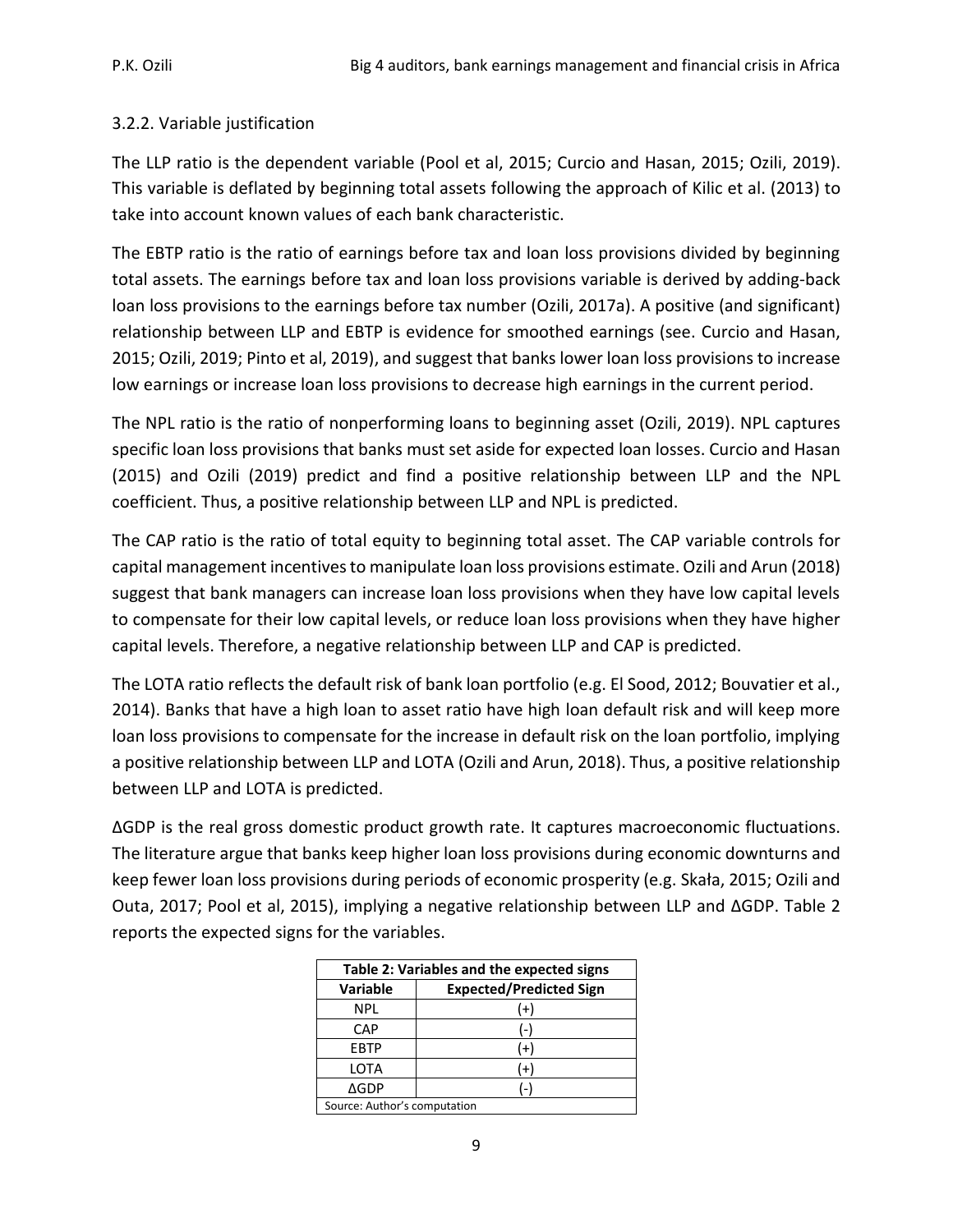### 3.2.2. Variable justification

The LLP ratio is the dependent variable (Pool et al, 2015; Curcio and Hasan, 2015; Ozili, 2019). This variable is deflated by beginning total assets following the approach of Kilic et al. (2013) to take into account known values of each bank characteristic.

The EBTP ratio is the ratio of earnings before tax and loan loss provisions divided by beginning total assets. The earnings before tax and loan loss provisions variable is derived by adding-back loan loss provisions to the earnings before tax number (Ozili, 2017a). A positive (and significant) relationship between LLP and EBTP is evidence for smoothed earnings (see. Curcio and Hasan, 2015; Ozili, 2019; Pinto et al, 2019), and suggest that banks lower loan loss provisions to increase low earnings or increase loan loss provisions to decrease high earnings in the current period.

The NPL ratio is the ratio of nonperforming loans to beginning asset (Ozili, 2019). NPL captures specific loan loss provisions that banks must set aside for expected loan losses. Curcio and Hasan (2015) and Ozili (2019) predict and find a positive relationship between LLP and the NPL coefficient. Thus, a positive relationship between LLP and NPL is predicted.

The CAP ratio is the ratio of total equity to beginning total asset. The CAP variable controls for capital management incentives to manipulate loan loss provisions estimate. Ozili and Arun (2018) suggest that bank managers can increase loan loss provisions when they have low capital levels to compensate for their low capital levels, or reduce loan loss provisions when they have higher capital levels. Therefore, a negative relationship between LLP and CAP is predicted.

The LOTA ratio reflects the default risk of bank loan portfolio (e.g. El Sood, 2012; Bouvatier et al., 2014). Banks that have a high loan to asset ratio have high loan default risk and will keep more loan loss provisions to compensate for the increase in default risk on the loan portfolio, implying a positive relationship between LLP and LOTA (Ozili and Arun, 2018). Thus, a positive relationship between LLP and LOTA is predicted.

ΔGDP is the real gross domestic product growth rate. It captures macroeconomic fluctuations. The literature argue that banks keep higher loan loss provisions during economic downturns and keep fewer loan loss provisions during periods of economic prosperity (e.g. Skała, 2015; Ozili and Outa, 2017; Pool et al, 2015), implying a negative relationship between LLP and ΔGDP. Table 2 reports the expected signs for the variables.

**Table 2: Variables and the expected signs**

| Variable | Expected/Predicted Sign |
|---|---|
| NPL | (+) |
| CAP | (-) |
| EBTP | (+) |
| LOTA | (+) |
| ΔGDP | (-) |

Source: Author's computation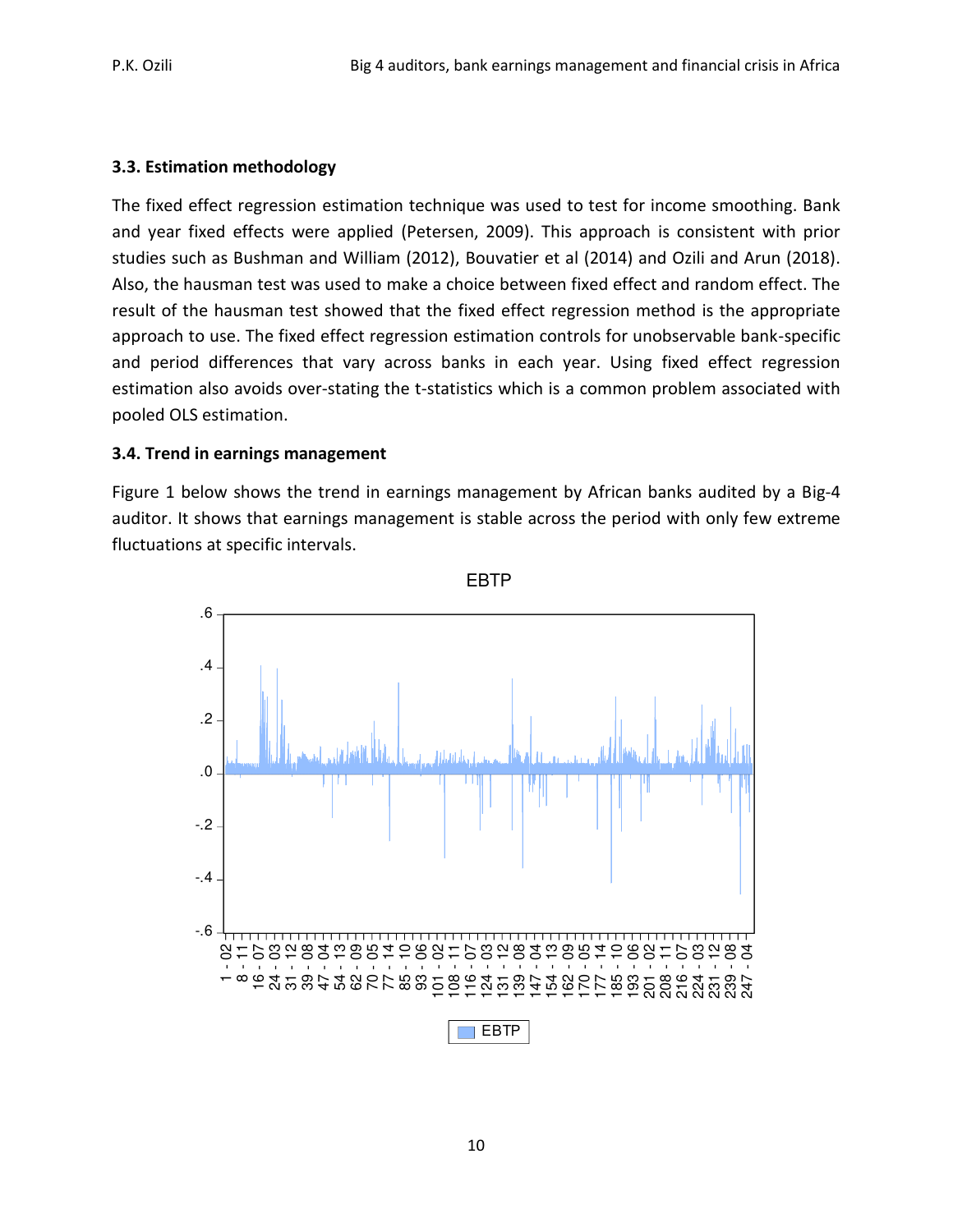### 3.3. Estimation methodology

The fixed effect regression estimation technique was used to test for income smoothing. Bank and year fixed effects were applied (Petersen, 2009). This approach is consistent with prior studies such as Bushman and William (2012), Bouvatier et al (2014) and Ozili and Arun (2018). Also, the hausman test was used to make a choice between fixed effect and random effect. The result of the hausman test showed that the fixed effect regression method is the appropriate approach to use. The fixed effect regression estimation controls for unobservable bank-specific and period differences that vary across banks in each year. Using fixed effect regression estimation also avoids over-stating the t-statistics which is a common problem associated with pooled OLS estimation.

### 3.4. Trend in earnings management

Figure 1 below shows the trend in earnings management by African banks audited by a Big-4 auditor. It shows that earnings management is stable across the period with only few extreme fluctuations at specific intervals.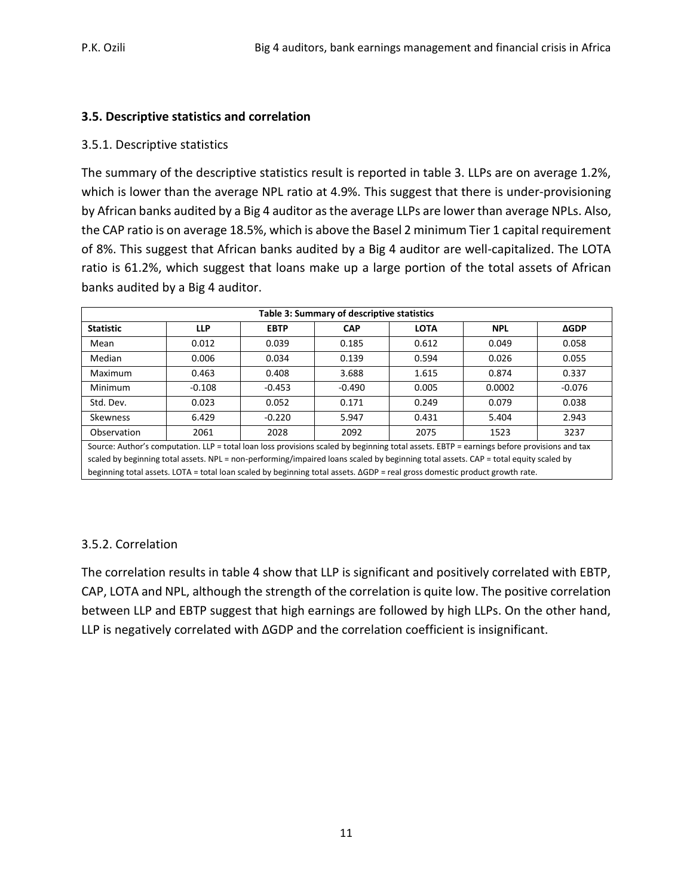### 3.5. Descriptive statistics and correlation

#### 3.5.1. Descriptive statistics

The summary of the descriptive statistics result is reported in table 3. LLPs are on average 1.2%, which is lower than the average NPL ratio at 4.9%. This suggest that there is under-provisioning by African banks audited by a Big 4 auditor as the average LLPs are lower than average NPLs. Also, the CAP ratio is on average 18.5%, which is above the Basel 2 minimum Tier 1 capital requirement of 8%. This suggest that African banks audited by a Big 4 auditor are well-capitalized. The LOTA ratio is 61.2%, which suggest that loans make up a large portion of the total assets of African banks audited by a Big 4 auditor.

**Table 3: Summary of descriptive statistics**

| Statistic | LLP | EBTP | CAP | LOTA | NPL | ΔGDP |
|---|---|---|---|---|---|---|
| Mean | 0.012 | 0.039 | 0.185 | 0.612 | 0.049 | 0.058 |
| Median | 0.006 | 0.034 | 0.139 | 0.594 | 0.026 | 0.055 |
| Maximum | 0.463 | 0.408 | 3.688 | 1.615 | 0.874 | 0.337 |
| Minimum | -0.108 | -0.453 | -0.490 | 0.005 | 0.0002 | -0.076 |
| Std. Dev. | 0.023 | 0.052 | 0.171 | 0.249 | 0.079 | 0.038 |
| Skewness | 6.429 | -0.220 | 5.947 | 0.431 | 5.404 | 2.943 |
| Observation | 2061 | 2028 | 2092 | 2075 | 1523 | 3237 |

Source: Author's computation. LLP = total loan loss provisions scaled by beginning total assets. EBTP = earnings before provisions and tax scaled by beginning total assets. NPL = non-performing/impaired loans scaled by beginning total assets. CAP = total equity scaled by beginning total assets. LOTA = total loan scaled by beginning total assets. ΔGDP = real gross domestic product growth rate.

#### 3.5.2. Correlation

The correlation results in table 4 show that LLP is significant and positively correlated with EBTP, CAP, LOTA and NPL, although the strength of the correlation is quite low. The positive correlation between LLP and EBTP suggest that high earnings are followed by high LLPs. On the other hand, LLP is negatively correlated with ΔGDP and the correlation coefficient is insignificant.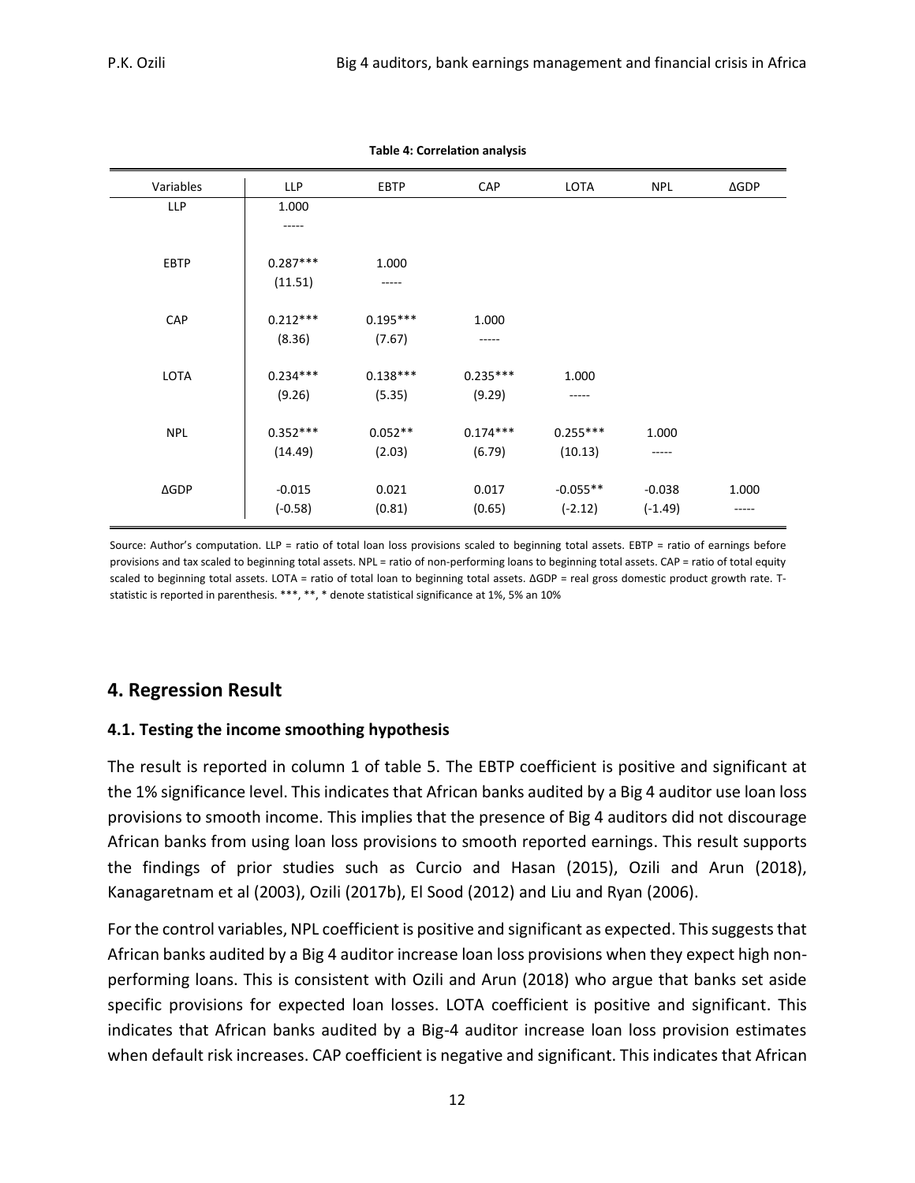**Table 4: Correlation analysis**

| Variables | LLP | EBTP | CAP | LOTA | NPL | ΔGDP |
|---|---|---|---|---|---|---|
| LLP | 1.000 | | | | | |
| | ----- | | | | | |
| EBTP | 0.287*** | 1.000 | | | | |
| | (11.51) | ----- | | | | |
| CAP | 0.212*** | 0.195*** | 1.000 | | | |
| | (8.36) | (7.67) | ----- | | | |
| LOTA | 0.234*** | 0.138*** | 0.235*** | 1.000 | | |
| | (9.26) | (5.35) | (9.29) | ----- | | |
| NPL | 0.352*** | 0.052** | 0.174*** | 0.255*** | 1.000 | |
| | (14.49) | (2.03) | (6.79) | (10.13) | ----- | |
| ΔGDP | -0.015 | 0.021 | 0.017 | -0.055** | -0.038 | 1.000 |
| | (-0.58) | (0.81) | (0.65) | (-2.12) | (-1.49) | ----- |

Source: Author's computation. LLP = ratio of total loan loss provisions scaled to beginning total assets. EBTP = ratio of earnings before provisions and tax scaled to beginning total assets. NPL = ratio of non-performing loans to beginning total assets. CAP = ratio of total equity scaled to beginning total assets. LOTA = ratio of total loan to beginning total assets. ΔGDP = real gross domestic product growth rate. T-statistic is reported in parenthesis. ***, **, * denote statistical significance at 1%, 5% an 10%

## 4. Regression Result

### 4.1. Testing the income smoothing hypothesis

The result is reported in column 1 of table 5. The EBTP coefficient is positive and significant at the 1% significance level. This indicates that African banks audited by a Big 4 auditor use loan loss provisions to smooth income. This implies that the presence of Big 4 auditors did not discourage African banks from using loan loss provisions to smooth reported earnings. This result supports the findings of prior studies such as Curcio and Hasan (2015), Ozili and Arun (2018), Kanagaretnam et al (2003), Ozili (2017b), El Sood (2012) and Liu and Ryan (2006).

For the control variables, NPL coefficient is positive and significant as expected. This suggests that African banks audited by a Big 4 auditor increase loan loss provisions when they expect high non-performing loans. This is consistent with Ozili and Arun (2018) who argue that banks set aside specific provisions for expected loan losses. LOTA coefficient is positive and significant. This indicates that African banks audited by a Big-4 auditor increase loan loss provision estimates when default risk increases. CAP coefficient is negative and significant. This indicates that African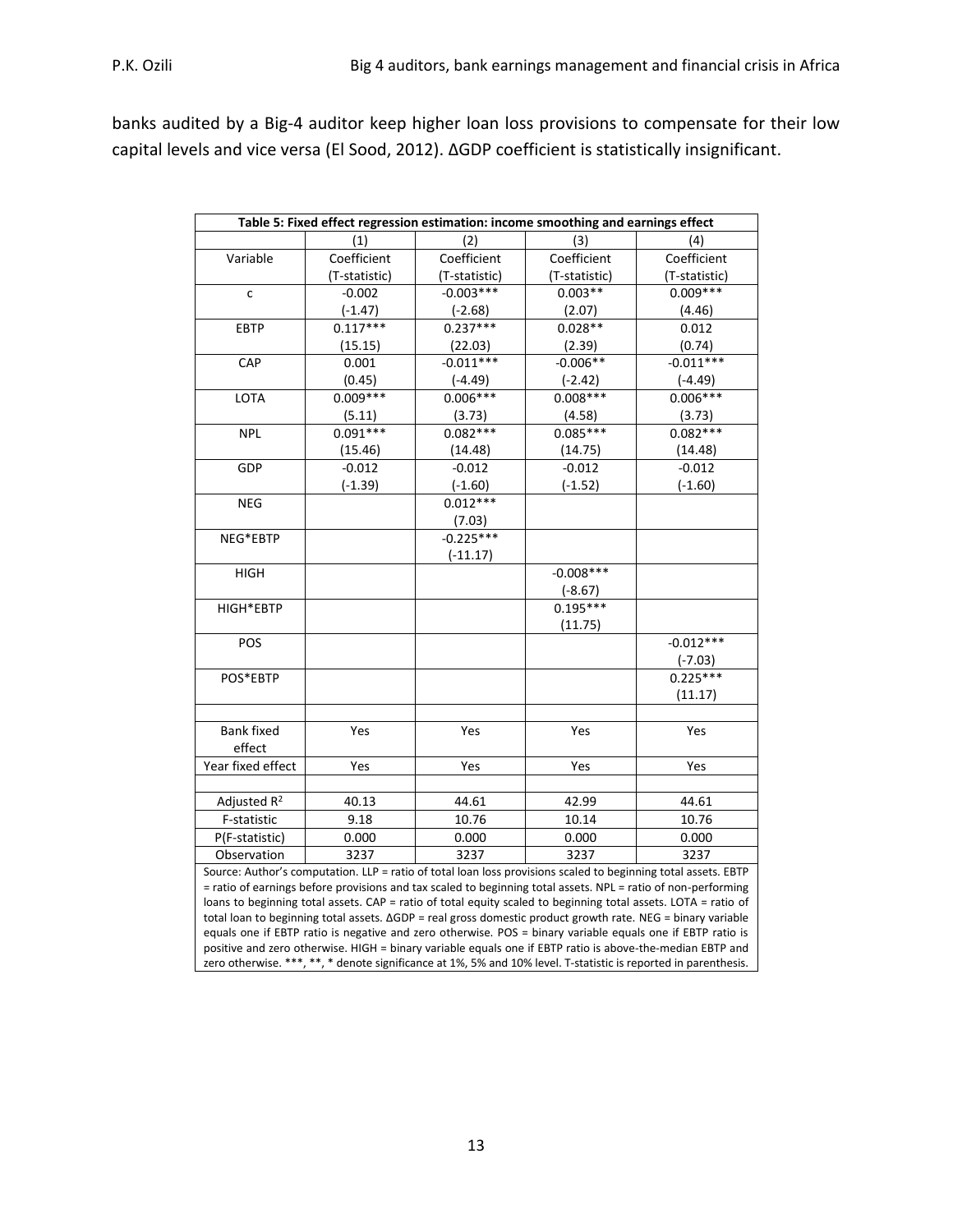banks audited by a Big-4 auditor keep higher loan loss provisions to compensate for their low capital levels and vice versa (El Sood, 2012). ΔGDP coefficient is statistically insignificant.

| Table 5: Fixed effect regression estimation: income smoothing and earnings effect | | | | |
|---|---|---|---|---|
| | (1) | (2) | (3) | (4) |
| Variable | Coefficient (T-statistic) | Coefficient (T-statistic) | Coefficient (T-statistic) | Coefficient (T-statistic) |
| c | -0.002 | -0.003*** | 0.003** | 0.009*** |
| | (-1.47) | (-2.68) | (2.07) | (4.46) |
| EBTP | 0.117*** | 0.237*** | 0.028** | 0.012 |
| | (15.15) | (22.03) | (2.39) | (0.74) |
| CAP | 0.001 | -0.011*** | -0.006** | -0.011*** |
| | (0.45) | (-4.49) | (-2.42) | (-4.49) |
| LOTA | 0.009*** | 0.006*** | 0.008*** | 0.006*** |
| | (5.11) | (3.73) | (4.58) | (3.73) |
| NPL | 0.091*** | 0.082*** | 0.085*** | 0.082*** |
| | (15.46) | (14.48) | (14.75) | (14.48) |
| GDP | -0.012 | -0.012 | -0.012 | -0.012 |
| | (-1.39) | (-1.60) | (-1.52) | (-1.60) |
| NEG | | 0.012*** | | |
| | | (7.03) | | |
| NEG*EBTP | | -0.225*** | | |
| | | (-11.17) | | |
| HIGH | | | -0.008*** | |
| | | | (-8.67) | |
| HIGH*EBTP | | | 0.195*** | |
| | | | (11.75) | |
| POS | | | | -0.012*** |
| | | | | (-7.03) |
| POS*EBTP | | | | 0.225*** |
| | | | | (11.17) |
| | | | | |
| Bank fixed effect | Yes | Yes | Yes | Yes |
| Year fixed effect | Yes | Yes | Yes | Yes |
| | | | | |
| Adjusted $R^2$ | 40.13 | 44.61 | 42.99 | 44.61 |
| F-statistic | 9.18 | 10.76 | 10.14 | 10.76 |
| P(F-statistic) | 0.000 | 0.000 | 0.000 | 0.000 |
| Observation | 3237 | 3237 | 3237 | 3237 |

Source: Author's computation. LLP = ratio of total loan loss provisions scaled to beginning total assets. EBTP = ratio of earnings before provisions and tax scaled to beginning total assets. NPL = ratio of non-performing loans to beginning total assets. CAP = ratio of total equity scaled to beginning total assets. LOTA = ratio of total loan to beginning total assets. ΔGDP = real gross domestic product growth rate. NEG = binary variable equals one if EBTP ratio is negative and zero otherwise. POS = binary variable equals one if EBTP ratio is positive and zero otherwise. HIGH = binary variable equals one if EBTP ratio is above-the-median EBTP and zero otherwise. ***, **, * denote significance at 1%, 5% and 10% level. T-statistic is reported in parenthesis.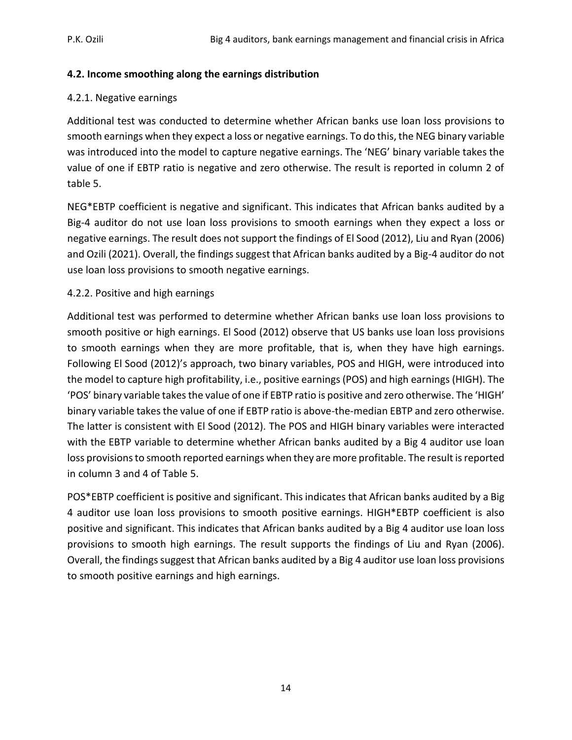### 4.2. Income smoothing along the earnings distribution

#### 4.2.1. Negative earnings

Additional test was conducted to determine whether African banks use loan loss provisions to smooth earnings when they expect a loss or negative earnings. To do this, the NEG binary variable was introduced into the model to capture negative earnings. The 'NEG' binary variable takes the value of one if EBTP ratio is negative and zero otherwise. The result is reported in column 2 of table 5.

NEG*EBTP coefficient is negative and significant. This indicates that African banks audited by a Big-4 auditor do not use loan loss provisions to smooth earnings when they expect a loss or negative earnings. The result does not support the findings of El Sood (2012), Liu and Ryan (2006) and Ozili (2021). Overall, the findings suggest that African banks audited by a Big-4 auditor do not use loan loss provisions to smooth negative earnings.

#### 4.2.2. Positive and high earnings

Additional test was performed to determine whether African banks use loan loss provisions to smooth positive or high earnings. El Sood (2012) observe that US banks use loan loss provisions to smooth earnings when they are more profitable, that is, when they have high earnings. Following El Sood (2012)'s approach, two binary variables, POS and HIGH, were introduced into the model to capture high profitability, i.e., positive earnings (POS) and high earnings (HIGH). The 'POS' binary variable takes the value of one if EBTP ratio is positive and zero otherwise. The 'HIGH' binary variable takes the value of one if EBTP ratio is above-the-median EBTP and zero otherwise. The latter is consistent with El Sood (2012). The POS and HIGH binary variables were interacted with the EBTP variable to determine whether African banks audited by a Big 4 auditor use loan loss provisions to smooth reported earnings when they are more profitable. The result is reported in column 3 and 4 of Table 5.

POS*EBTP coefficient is positive and significant. This indicates that African banks audited by a Big 4 auditor use loan loss provisions to smooth positive earnings. HIGH*EBTP coefficient is also positive and significant. This indicates that African banks audited by a Big 4 auditor use loan loss provisions to smooth high earnings. The result supports the findings of Liu and Ryan (2006). Overall, the findings suggest that African banks audited by a Big 4 auditor use loan loss provisions to smooth positive earnings and high earnings.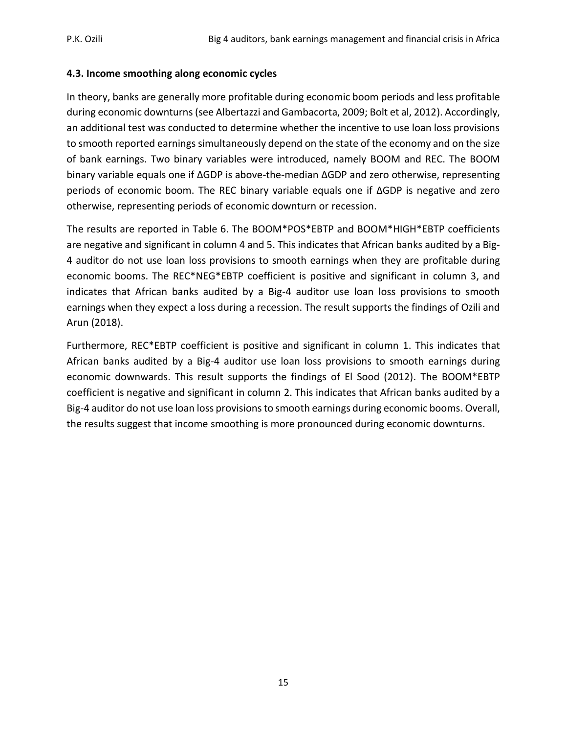### 4.3. Income smoothing along economic cycles

In theory, banks are generally more profitable during economic boom periods and less profitable during economic downturns (see Albertazzi and Gambacorta, 2009; Bolt et al, 2012). Accordingly, an additional test was conducted to determine whether the incentive to use loan loss provisions to smooth reported earnings simultaneously depend on the state of the economy and on the size of bank earnings. Two binary variables were introduced, namely BOOM and REC. The BOOM binary variable equals one if ΔGDP is above-the-median ΔGDP and zero otherwise, representing periods of economic boom. The REC binary variable equals one if ΔGDP is negative and zero otherwise, representing periods of economic downturn or recession.

The results are reported in Table 6. The BOOM*POS*EBTP and BOOM*HIGH*EBTP coefficients are negative and significant in column 4 and 5. This indicates that African banks audited by a Big-4 auditor do not use loan loss provisions to smooth earnings when they are profitable during economic booms. The REC*NEG*EBTP coefficient is positive and significant in column 3, and indicates that African banks audited by a Big-4 auditor use loan loss provisions to smooth earnings when they expect a loss during a recession. The result supports the findings of Ozili and Arun (2018).

Furthermore, REC*EBTP coefficient is positive and significant in column 1. This indicates that African banks audited by a Big-4 auditor use loan loss provisions to smooth earnings during economic downwards. This result supports the findings of El Sood (2012). The BOOM*EBTP coefficient is negative and significant in column 2. This indicates that African banks audited by a Big-4 auditor do not use loan loss provisions to smooth earnings during economic booms. Overall, the results suggest that income smoothing is more pronounced during economic downturns.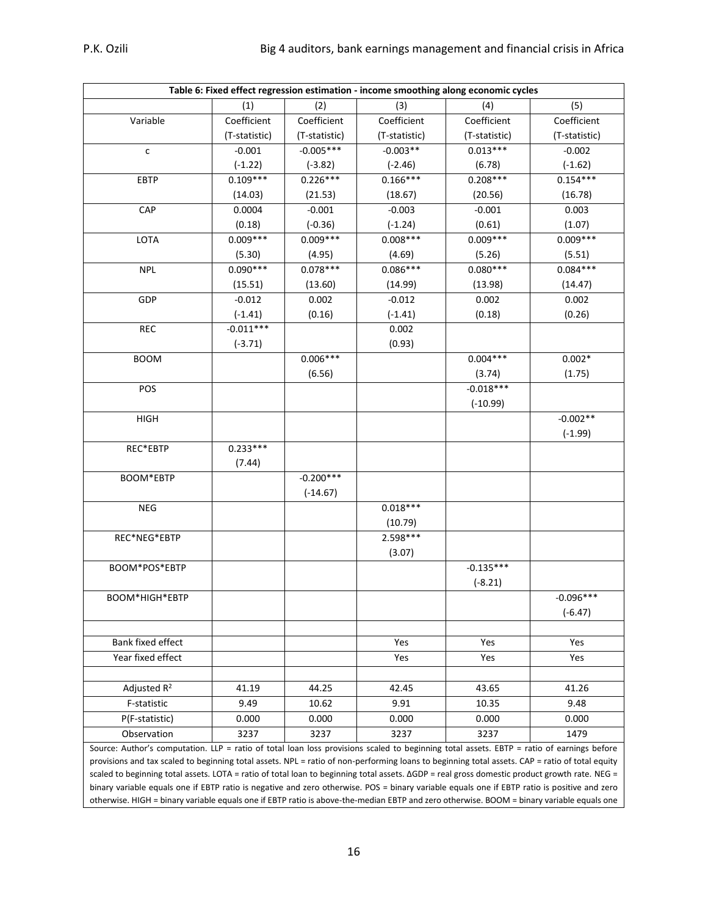| Table 6: Fixed effect regression estimation - income smoothing along economic cycles | | | | | |
|---|---|---|---|---|---|
| | (1) | (2) | (3) | (4) | (5) |
| Variable | Coefficient (T-statistic) | Coefficient (T-statistic) | Coefficient (T-statistic) | Coefficient (T-statistic) | Coefficient (T-statistic) |
| c | -0.001 | -0.005*** | -0.003** | 0.013*** | -0.002 |
| | (-1.22) | (-3.82) | (-2.46) | (6.78) | (-1.62) |
| EBTP | 0.109*** | 0.226*** | 0.166*** | 0.208*** | 0.154*** |
| | (14.03) | (21.53) | (18.67) | (20.56) | (16.78) |
| CAP | 0.0004 | -0.001 | -0.003 | -0.001 | 0.003 |
| | (0.18) | (-0.36) | (-1.24) | (0.61) | (1.07) |
| LOTA | 0.009*** | 0.009*** | 0.008*** | 0.009*** | 0.009*** |
| | (5.30) | (4.95) | (4.69) | (5.26) | (5.51) |
| NPL | 0.090*** | 0.078*** | 0.086*** | 0.080*** | 0.084*** |
| | (15.51) | (13.60) | (14.99) | (13.98) | (14.47) |
| GDP | -0.012 | 0.002 | -0.012 | 0.002 | 0.002 |
| | (-1.41) | (0.16) | (-1.41) | (0.18) | (0.26) |
| REC | -0.011*** | | 0.002 | | |
| | (-3.71) | | (0.93) | | |
| BOOM | | 0.006*** | | 0.004*** | 0.002* |
| | | (6.56) | | (3.74) | (1.75) |
| POS | | | | -0.018*** | |
| | | | | (-10.99) | |
| HIGH | | | | | -0.002** |
| | | | | | (-1.99) |
| REC*EBTP | 0.233*** | | | | |
| | (7.44) | | | | |
| BOOM*EBTP | | -0.200*** | | | |
| | | (-14.67) | | | |
| NEG | | | 0.018*** | | |
| | | | (10.79) | | |
| REC*NEG*EBTP | | | 2.598*** | | |
| | | | (3.07) | | |
| BOOM*POS*EBTP | | | | -0.135*** | |
| | | | | (-8.21) | |
| BOOM*HIGH*EBTP | | | | | -0.096*** |
| | | | | | (-6.47) |
| | | | | | |
| Bank fixed effect | | | Yes | Yes | Yes |
| Year fixed effect | | | Yes | Yes | Yes |
| | | | | | |
| Adjusted $R^2$ | 41.19 | 44.25 | 42.45 | 43.65 | 41.26 |
| F-statistic | 9.49 | 10.62 | 9.91 | 10.35 | 9.48 |
| P(F-statistic) | 0.000 | 0.000 | 0.000 | 0.000 | 0.000 |
| Observation | 3237 | 3237 | 3237 | 3237 | 1479 |

Source: Author's computation. LLP = ratio of total loan loss provisions scaled to beginning total assets. EBTP = ratio of earnings before provisions and tax scaled to beginning total assets. NPL = ratio of non-performing loans to beginning total assets. CAP = ratio of total equity scaled to beginning total assets. LOTA = ratio of total loan to beginning total assets. ΔGDP = real gross domestic product growth rate. NEG = binary variable equals one if EBTP ratio is negative and zero otherwise. POS = binary variable equals one if EBTP ratio is positive and zero otherwise. HIGH = binary variable equals one if EBTP ratio is above-the-median EBTP and zero otherwise. BOOM = binary variable equals one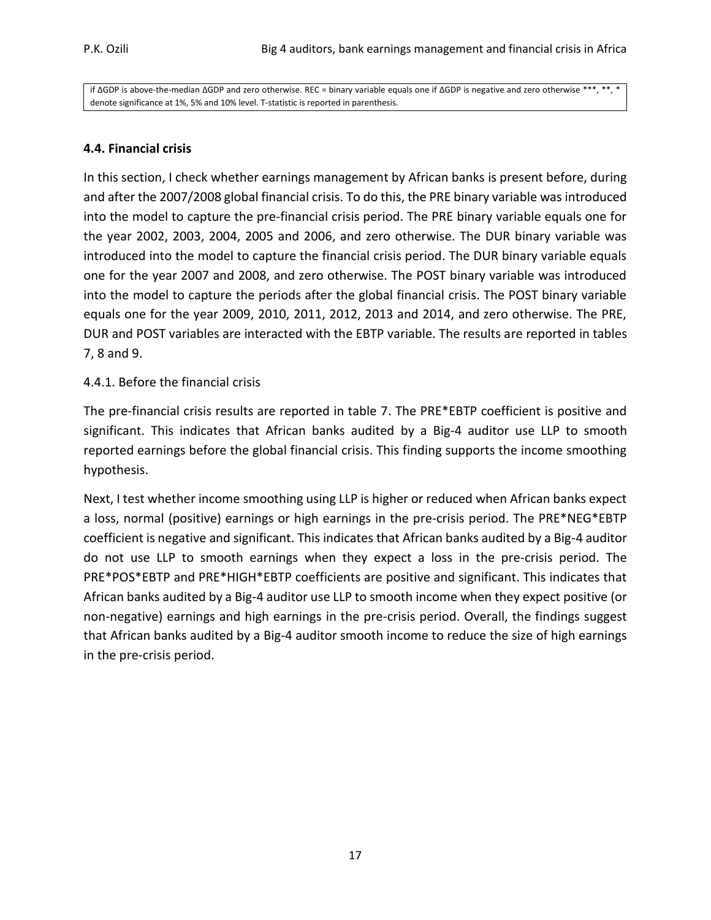if ΔGDP is above-the-median ΔGDP and zero otherwise. REC = binary variable equals one if ΔGDP is negative and zero otherwise ***, **, * denote significance at 1%, 5% and 10% level. T-statistic is reported in parenthesis.

### 4.4. Financial crisis

In this section, I check whether earnings management by African banks is present before, during and after the 2007/2008 global financial crisis. To do this, the PRE binary variable was introduced into the model to capture the pre-financial crisis period. The PRE binary variable equals one for the year 2002, 2003, 2004, 2005 and 2006, and zero otherwise. The DUR binary variable was introduced into the model to capture the financial crisis period. The DUR binary variable equals one for the year 2007 and 2008, and zero otherwise. The POST binary variable was introduced into the model to capture the periods after the global financial crisis. The POST binary variable equals one for the year 2009, 2010, 2011, 2012, 2013 and 2014, and zero otherwise. The PRE, DUR and POST variables are interacted with the EBTP variable. The results are reported in tables 7, 8 and 9.

4.4.1. Before the financial crisis

The pre-financial crisis results are reported in table 7. The PRE*EBTP coefficient is positive and significant. This indicates that African banks audited by a Big-4 auditor use LLP to smooth reported earnings before the global financial crisis. This finding supports the income smoothing hypothesis.

Next, I test whether income smoothing using LLP is higher or reduced when African banks expect a loss, normal (positive) earnings or high earnings in the pre-crisis period. The PRE*NEG*EBTP coefficient is negative and significant. This indicates that African banks audited by a Big-4 auditor do not use LLP to smooth earnings when they expect a loss in the pre-crisis period. The PRE*POS*EBTP and PRE*HIGH*EBTP coefficients are positive and significant. This indicates that African banks audited by a Big-4 auditor use LLP to smooth income when they expect positive (or non-negative) earnings and high earnings in the pre-crisis period. Overall, the findings suggest that African banks audited by a Big-4 auditor smooth income to reduce the size of high earnings in the pre-crisis period.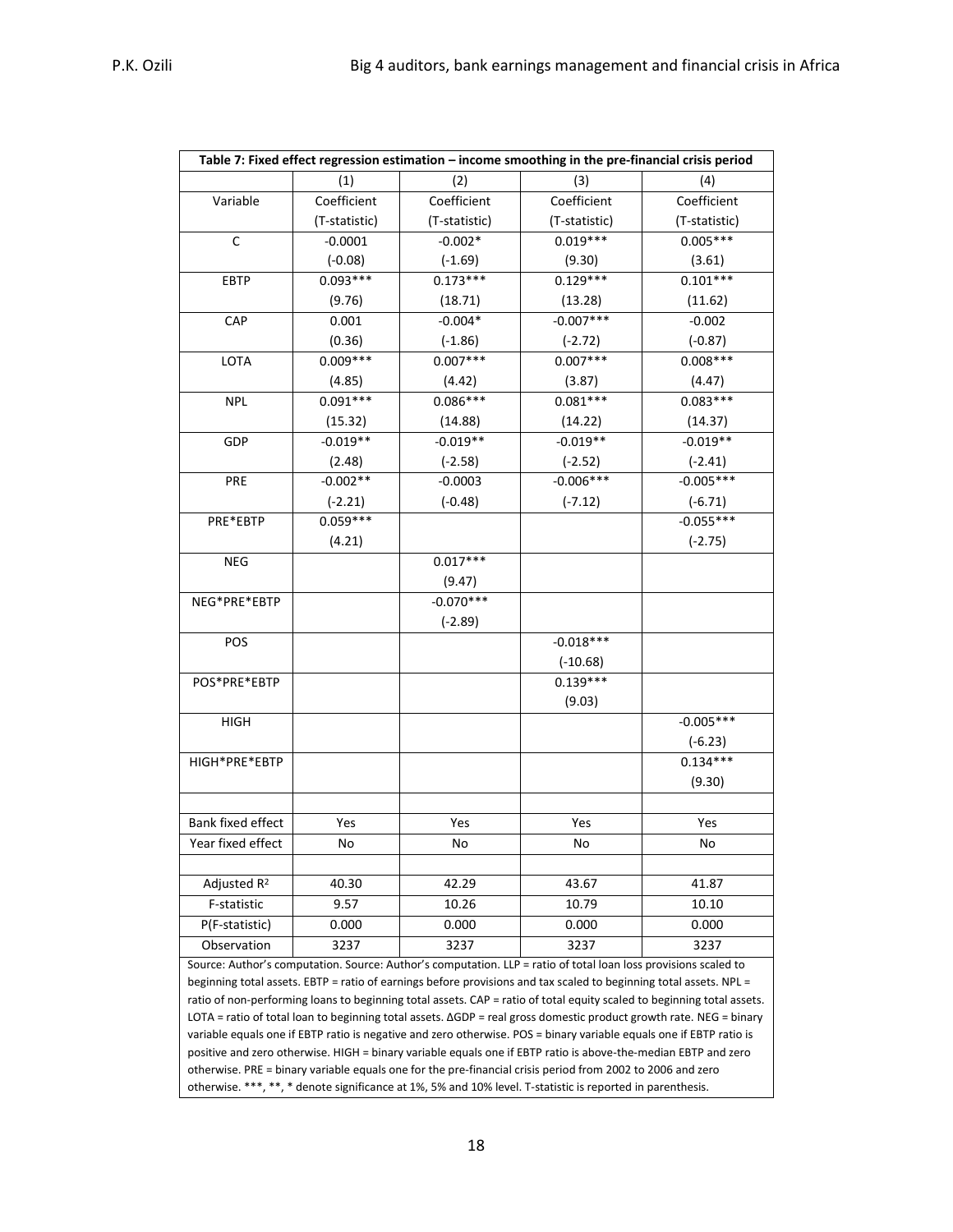**Table 7: Fixed effect regression estimation – income smoothing in the pre-financial crisis period**

| | (1) | (2) | (3) | (4) |
|---|---|---|---|---|
| Variable | Coefficient (T-statistic) | Coefficient (T-statistic) | Coefficient (T-statistic) | Coefficient (T-statistic) |
| C | -0.0001 | -0.002* | 0.019*** | 0.005*** |
| | (-0.08) | (-1.69) | (9.30) | (3.61) |
| EBTP | 0.093*** | 0.173*** | 0.129*** | 0.101*** |
| | (9.76) | (18.71) | (13.28) | (11.62) |
| CAP | 0.001 | -0.004* | -0.007*** | -0.002 |
| | (0.36) | (-1.86) | (-2.72) | (-0.87) |
| LOTA | 0.009*** | 0.007*** | 0.007*** | 0.008*** |
| | (4.85) | (4.42) | (3.87) | (4.47) |
| NPL | 0.091*** | 0.086*** | 0.081*** | 0.083*** |
| | (15.32) | (14.88) | (14.22) | (14.37) |
| GDP | -0.019** | -0.019** | -0.019** | -0.019** |
| | (2.48) | (-2.58) | (-2.52) | (-2.41) |
| PRE | -0.002** | -0.0003 | -0.006*** | -0.005*** |
| | (-2.21) | (-0.48) | (-7.12) | (-6.71) |
| PRE*EBTP | 0.059*** | | | -0.055*** |
| | (4.21) | | | (-2.75) |
| NEG | | 0.017*** | | |
| | | (9.47) | | |
| NEG*PRE*EBTP | | -0.070*** | | |
| | | (-2.89) | | |
| POS | | | -0.018*** | |
| | | | (-10.68) | |
| POS*PRE*EBTP | | | 0.139*** | |
| | | | (9.03) | |
| HIGH | | | | -0.005*** |
| | | | | (-6.23) |
| HIGH*PRE*EBTP | | | | 0.134*** |
| | | | | (9.30) |
| | | | | |
| Bank fixed effect | Yes | Yes | Yes | Yes |
| Year fixed effect | No | No | No | No |
| | | | | |
| Adjusted $R^2$ | 40.30 | 42.29 | 43.67 | 41.87 |
| F-statistic | 9.57 | 10.26 | 10.79 | 10.10 |
| P(F-statistic) | 0.000 | 0.000 | 0.000 | 0.000 |
| Observation | 3237 | 3237 | 3237 | 3237 |

Source: Author's computation. Source: Author's computation. LLP = ratio of total loan loss provisions scaled to beginning total assets. EBTP = ratio of earnings before provisions and tax scaled to beginning total assets. NPL = ratio of non-performing loans to beginning total assets. CAP = ratio of total equity scaled to beginning total assets. LOTA = ratio of total loan to beginning total assets. ΔGDP = real gross domestic product growth rate. NEG = binary variable equals one if EBTP ratio is negative and zero otherwise. POS = binary variable equals one if EBTP ratio is positive and zero otherwise. HIGH = binary variable equals one if EBTP ratio is above-the-median EBTP and zero otherwise. PRE = binary variable equals one for the pre-financial crisis period from 2002 to 2006 and zero otherwise. ***, **, * denote significance at 1%, 5% and 10% level. T-statistic is reported in parenthesis.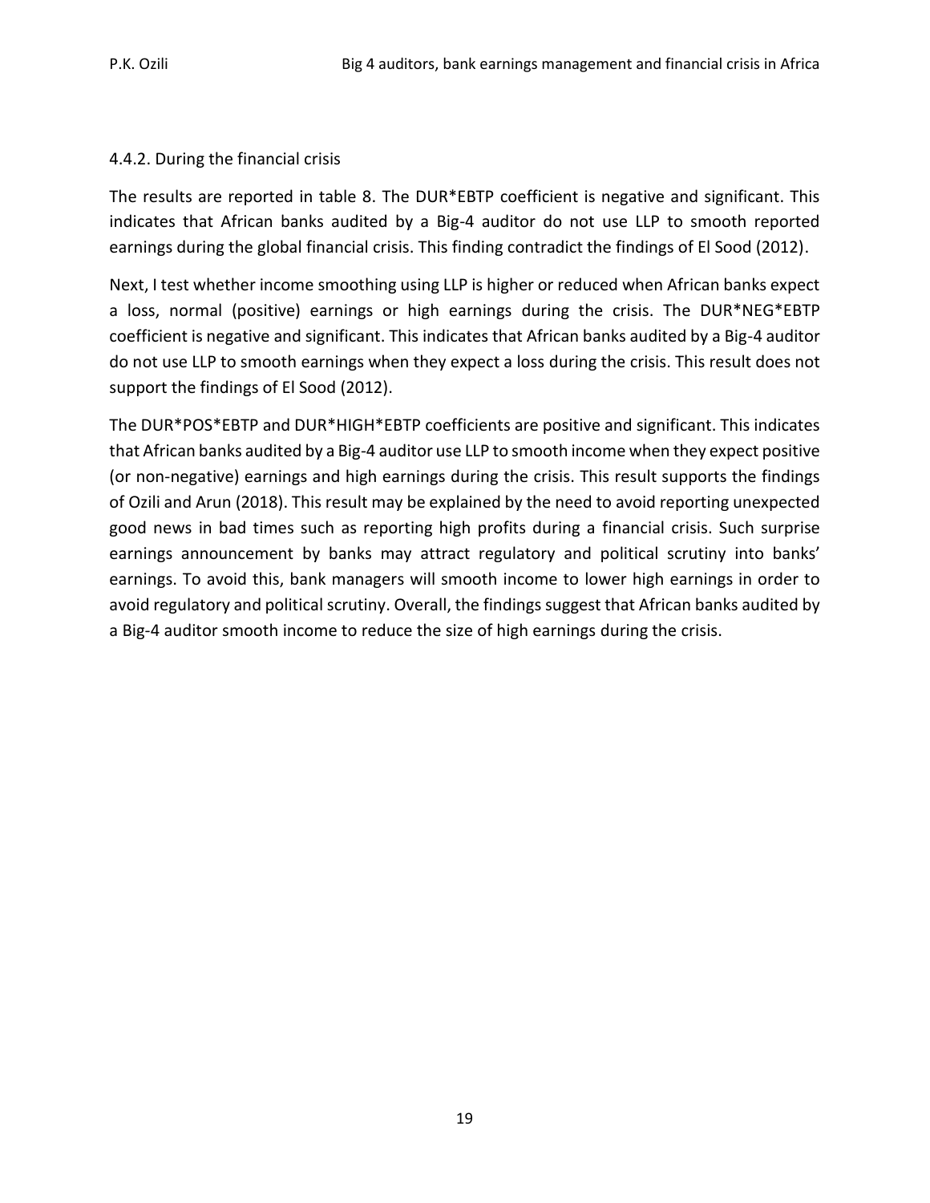### 4.4.2. During the financial crisis

The results are reported in table 8. The DUR*EBTP coefficient is negative and significant. This indicates that African banks audited by a Big-4 auditor do not use LLP to smooth reported earnings during the global financial crisis. This finding contradict the findings of El Sood (2012).

Next, I test whether income smoothing using LLP is higher or reduced when African banks expect a loss, normal (positive) earnings or high earnings during the crisis. The DUR*NEG*EBTP coefficient is negative and significant. This indicates that African banks audited by a Big-4 auditor do not use LLP to smooth earnings when they expect a loss during the crisis. This result does not support the findings of El Sood (2012).

The DUR*POS*EBTP and DUR*HIGH*EBTP coefficients are positive and significant. This indicates that African banks audited by a Big-4 auditor use LLP to smooth income when they expect positive (or non-negative) earnings and high earnings during the crisis. This result supports the findings of Ozili and Arun (2018). This result may be explained by the need to avoid reporting unexpected good news in bad times such as reporting high profits during a financial crisis. Such surprise earnings announcement by banks may attract regulatory and political scrutiny into banks' earnings. To avoid this, bank managers will smooth income to lower high earnings in order to avoid regulatory and political scrutiny. Overall, the findings suggest that African banks audited by a Big-4 auditor smooth income to reduce the size of high earnings during the crisis.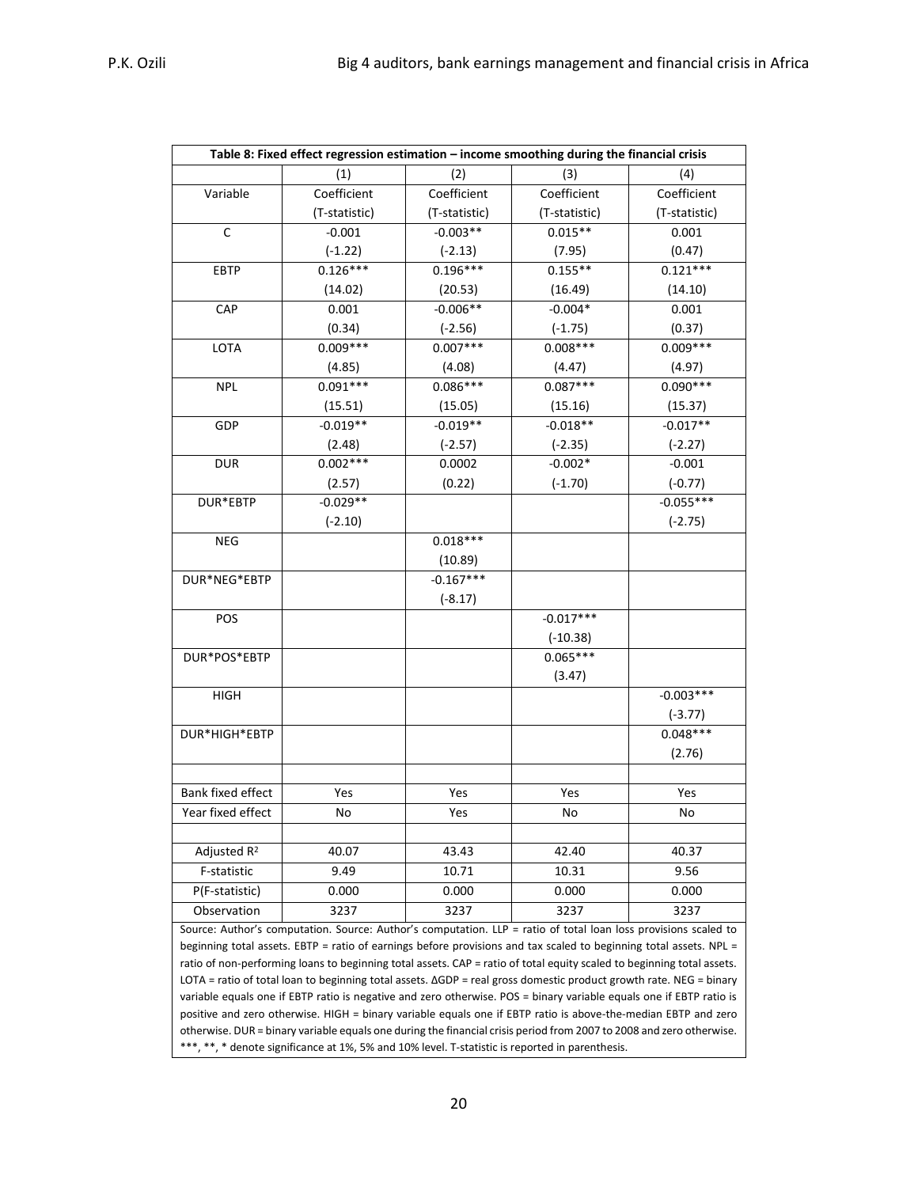| Table 8: Fixed effect regression estimation – income smoothing during the financial crisis | | | | |
|---|---|---|---|---|
| | (1) | (2) | (3) | (4) |
| Variable | Coefficient (T-statistic) | Coefficient (T-statistic) | Coefficient (T-statistic) | Coefficient (T-statistic) |
| C | -0.001 | -0.003** | 0.015** | 0.001 |
| | (-1.22) | (-2.13) | (7.95) | (0.47) |
| EBTP | 0.126*** | 0.196*** | 0.155** | 0.121*** |
| | (14.02) | (20.53) | (16.49) | (14.10) |
| CAP | 0.001 | -0.006** | -0.004* | 0.001 |
| | (0.34) | (-2.56) | (-1.75) | (0.37) |
| LOTA | 0.009*** | 0.007*** | 0.008*** | 0.009*** |
| | (4.85) | (4.08) | (4.47) | (4.97) |
| NPL | 0.091*** | 0.086*** | 0.087*** | 0.090*** |
| | (15.51) | (15.05) | (15.16) | (15.37) |
| GDP | -0.019** | -0.019** | -0.018** | -0.017** |
| | (2.48) | (-2.57) | (-2.35) | (-2.27) |
| DUR | 0.002*** | 0.0002 | -0.002* | -0.001 |
| | (2.57) | (0.22) | (-1.70) | (-0.77) |
| DUR*EBTP | -0.029** | | | -0.055*** |
| | (-2.10) | | | (-2.75) |
| NEG | | 0.018*** | | |
| | | (10.89) | | |
| DUR*NEG*EBTP | | -0.167*** | | |
| | | (-8.17) | | |
| POS | | | -0.017*** | |
| | | | (-10.38) | |
| DUR*POS*EBTP | | | 0.065*** | |
| | | | (3.47) | |
| HIGH | | | | -0.003*** |
| | | | | (-3.77) |
| DUR*HIGH*EBTP | | | | 0.048*** |
| | | | | (2.76) |
| | | | | |
| Bank fixed effect | Yes | Yes | Yes | Yes |
| Year fixed effect | No | Yes | No | No |
| | | | | |
| Adjusted $R^2$ | 40.07 | 43.43 | 42.40 | 40.37 |
| F-statistic | 9.49 | 10.71 | 10.31 | 9.56 |
| P(F-statistic) | 0.000 | 0.000 | 0.000 | 0.000 |
| Observation | 3237 | 3237 | 3237 | 3237 |

Source: Author's computation. Source: Author's computation. LLP = ratio of total loan loss provisions scaled to beginning total assets. EBTP = ratio of earnings before provisions and tax scaled to beginning total assets. NPL = ratio of non-performing loans to beginning total assets. CAP = ratio of total equity scaled to beginning total assets. LOTA = ratio of total loan to beginning total assets. ΔGDP = real gross domestic product growth rate. NEG = binary variable equals one if EBTP ratio is negative and zero otherwise. POS = binary variable equals one if EBTP ratio is positive and zero otherwise. HIGH = binary variable equals one if EBTP ratio is above-the-median EBTP and zero otherwise. DUR = binary variable equals one during the financial crisis period from 2007 to 2008 and zero otherwise. ***, **, * denote significance at 1%, 5% and 10% level. T-statistic is reported in parenthesis.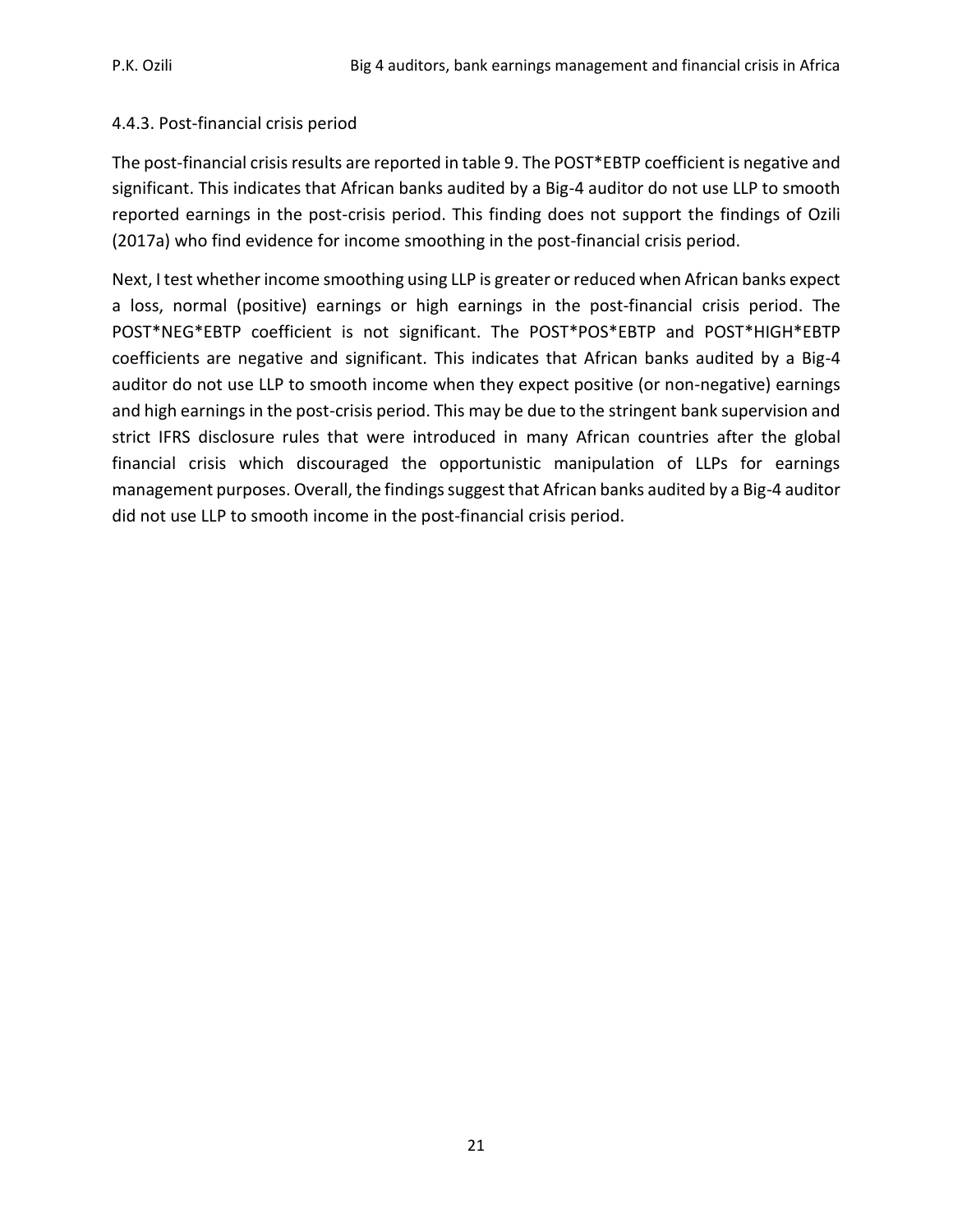#### 4.4.3. Post-financial crisis period

The post-financial crisis results are reported in table 9. The POST*EBTP coefficient is negative and significant. This indicates that African banks audited by a Big-4 auditor do not use LLP to smooth reported earnings in the post-crisis period. This finding does not support the findings of Ozili (2017a) who find evidence for income smoothing in the post-financial crisis period.

Next, I test whether income smoothing using LLP is greater or reduced when African banks expect a loss, normal (positive) earnings or high earnings in the post-financial crisis period. The POST*NEG*EBTP coefficient is not significant. The POST*POS*EBTP and POST*HIGH*EBTP coefficients are negative and significant. This indicates that African banks audited by a Big-4 auditor do not use LLP to smooth income when they expect positive (or non-negative) earnings and high earnings in the post-crisis period. This may be due to the stringent bank supervision and strict IFRS disclosure rules that were introduced in many African countries after the global financial crisis which discouraged the opportunistic manipulation of LLPs for earnings management purposes. Overall, the findings suggest that African banks audited by a Big-4 auditor did not use LLP to smooth income in the post-financial crisis period.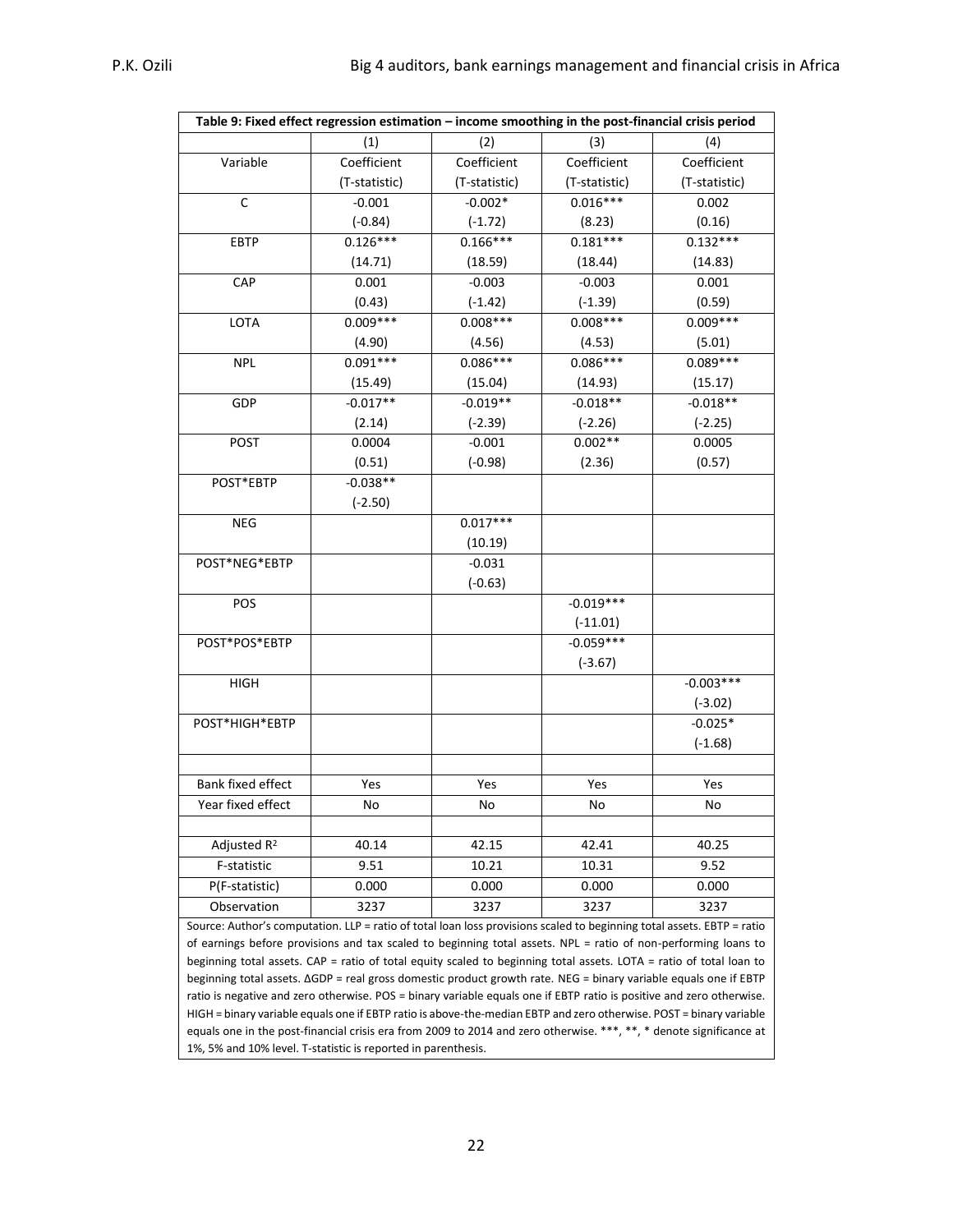| Table 9: Fixed effect regression estimation – income smoothing in the post-financial crisis period | | | | |
|---|---|---|---|---|
| | (1) | (2) | (3) | (4) |
| Variable | Coefficient (T-statistic) | Coefficient (T-statistic) | Coefficient (T-statistic) | Coefficient (T-statistic) |
| C | -0.001 | -0.002* | 0.016*** | 0.002 |
| | (-0.84) | (-1.72) | (8.23) | (0.16) |
| EBTP | 0.126*** | 0.166*** | 0.181*** | 0.132*** |
| | (14.71) | (18.59) | (18.44) | (14.83) |
| CAP | 0.001 | -0.003 | -0.003 | 0.001 |
| | (0.43) | (-1.42) | (-1.39) | (0.59) |
| LOTA | 0.009*** | 0.008*** | 0.008*** | 0.009*** |
| | (4.90) | (4.56) | (4.53) | (5.01) |
| NPL | 0.091*** | 0.086*** | 0.086*** | 0.089*** |
| | (15.49) | (15.04) | (14.93) | (15.17) |
| GDP | -0.017** | -0.019** | -0.018** | -0.018** |
| | (2.14) | (-2.39) | (-2.26) | (-2.25) |
| POST | 0.0004 | -0.001 | 0.002** | 0.0005 |
| | (0.51) | (-0.98) | (2.36) | (0.57) |
| POST*EBTP | -0.038** | | | |
| | (-2.50) | | | |
| NEG | | 0.017*** | | |
| | | (10.19) | | |
| POST*NEG*EBTP | | -0.031 | | |
| | | (-0.63) | | |
| POS | | | -0.019*** | |
| | | | (-11.01) | |
| POST*POS*EBTP | | | -0.059*** | |
| | | | (-3.67) | |
| HIGH | | | | -0.003*** |
| | | | | (-3.02) |
| POST*HIGH*EBTP | | | | -0.025* |
| | | | | (-1.68) |
| | | | | |
| Bank fixed effect | Yes | Yes | Yes | Yes |
| Year fixed effect | No | No | No | No |
| | | | | |
| Adjusted $R^2$ | 40.14 | 42.15 | 42.41 | 40.25 |
| F-statistic | 9.51 | 10.21 | 10.31 | 9.52 |
| P(F-statistic) | 0.000 | 0.000 | 0.000 | 0.000 |
| Observation | 3237 | 3237 | 3237 | 3237 |

Source: Author's computation. LLP = ratio of total loan loss provisions scaled to beginning total assets. EBTP = ratio of earnings before provisions and tax scaled to beginning total assets. NPL = ratio of non-performing loans to beginning total assets. CAP = ratio of total equity scaled to beginning total assets. LOTA = ratio of total loan to beginning total assets. ΔGDP = real gross domestic product growth rate. NEG = binary variable equals one if EBTP ratio is negative and zero otherwise. POS = binary variable equals one if EBTP ratio is positive and zero otherwise. HIGH = binary variable equals one if EBTP ratio is above-the-median EBTP and zero otherwise. POST = binary variable equals one in the post-financial crisis era from 2009 to 2014 and zero otherwise. ***, **, * denote significance at 1%, 5% and 10% level. T-statistic is reported in parenthesis.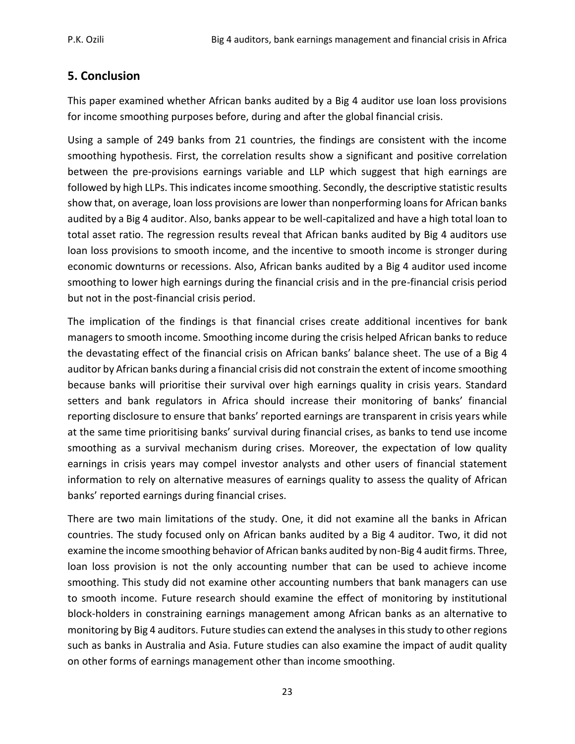## 5. Conclusion

This paper examined whether African banks audited by a Big 4 auditor use loan loss provisions for income smoothing purposes before, during and after the global financial crisis.

Using a sample of 249 banks from 21 countries, the findings are consistent with the income smoothing hypothesis. First, the correlation results show a significant and positive correlation between the pre-provisions earnings variable and LLP which suggest that high earnings are followed by high LLPs. This indicates income smoothing. Secondly, the descriptive statistic results show that, on average, loan loss provisions are lower than nonperforming loans for African banks audited by a Big 4 auditor. Also, banks appear to be well-capitalized and have a high total loan to total asset ratio. The regression results reveal that African banks audited by Big 4 auditors use loan loss provisions to smooth income, and the incentive to smooth income is stronger during economic downturns or recessions. Also, African banks audited by a Big 4 auditor used income smoothing to lower high earnings during the financial crisis and in the pre-financial crisis period but not in the post-financial crisis period.

The implication of the findings is that financial crises create additional incentives for bank managers to smooth income. Smoothing income during the crisis helped African banks to reduce the devastating effect of the financial crisis on African banks' balance sheet. The use of a Big 4 auditor by African banks during a financial crisis did not constrain the extent of income smoothing because banks will prioritise their survival over high earnings quality in crisis years. Standard setters and bank regulators in Africa should increase their monitoring of banks' financial reporting disclosure to ensure that banks' reported earnings are transparent in crisis years while at the same time prioritising banks' survival during financial crises, as banks to tend use income smoothing as a survival mechanism during crises. Moreover, the expectation of low quality earnings in crisis years may compel investor analysts and other users of financial statement information to rely on alternative measures of earnings quality to assess the quality of African banks' reported earnings during financial crises.

There are two main limitations of the study. One, it did not examine all the banks in African countries. The study focused only on African banks audited by a Big 4 auditor. Two, it did not examine the income smoothing behavior of African banks audited by non-Big 4 audit firms. Three, loan loss provision is not the only accounting number that can be used to achieve income smoothing. This study did not examine other accounting numbers that bank managers can use to smooth income. Future research should examine the effect of monitoring by institutional block-holders in constraining earnings management among African banks as an alternative to monitoring by Big 4 auditors. Future studies can extend the analyses in this study to other regions such as banks in Australia and Asia. Future studies can also examine the impact of audit quality on other forms of earnings management other than income smoothing.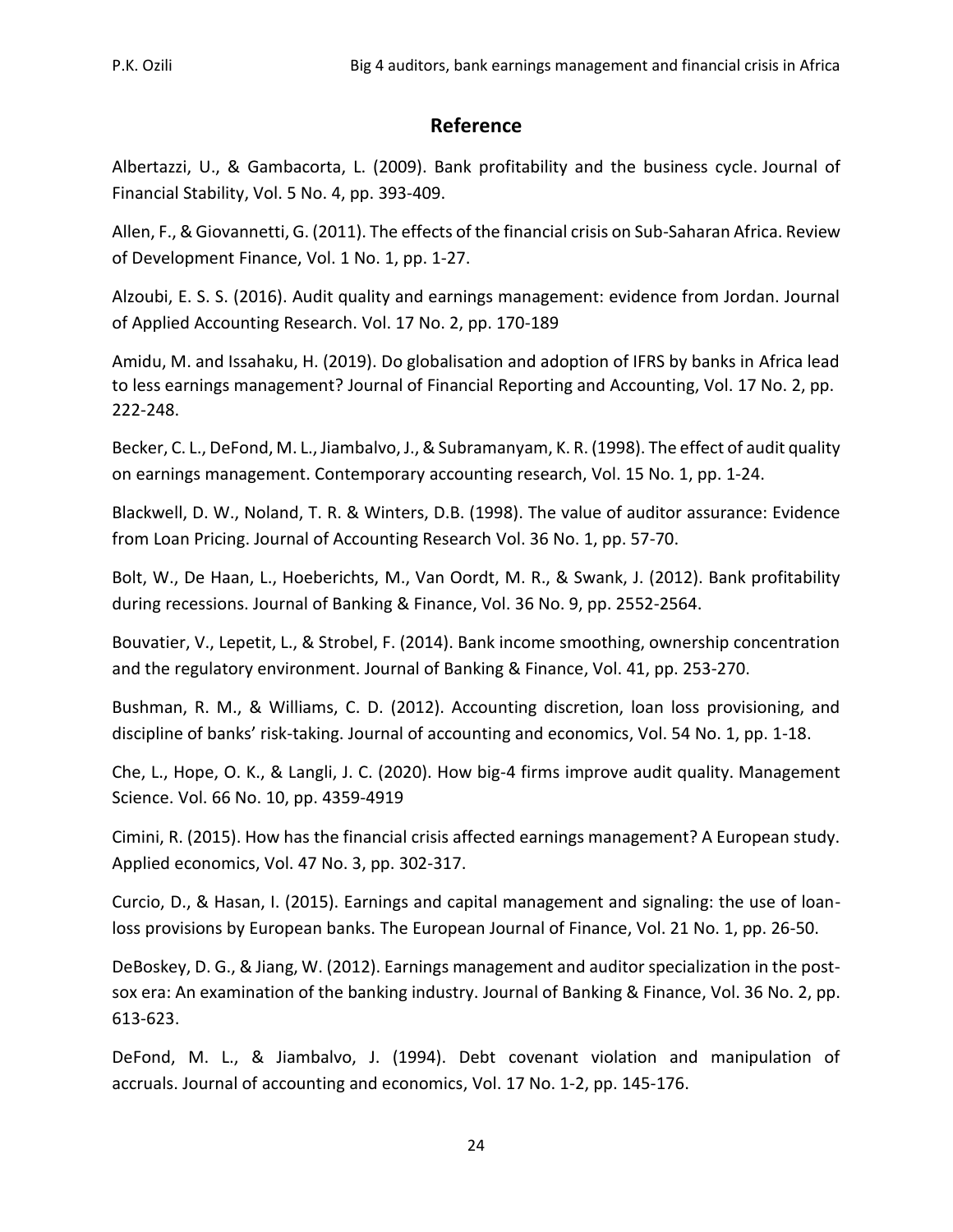## Reference

Albertazzi, U., & Gambacorta, L. (2009). Bank profitability and the business cycle. Journal of Financial Stability, Vol. 5 No. 4, pp. 393-409.

Allen, F., & Giovannetti, G. (2011). The effects of the financial crisis on Sub-Saharan Africa. Review of Development Finance, Vol. 1 No. 1, pp. 1-27.

Alzoubi, E. S. S. (2016). Audit quality and earnings management: evidence from Jordan. Journal of Applied Accounting Research. Vol. 17 No. 2, pp. 170-189

Amidu, M. and Issahaku, H. (2019). Do globalisation and adoption of IFRS by banks in Africa lead to less earnings management? Journal of Financial Reporting and Accounting, Vol. 17 No. 2, pp. 222-248.

Becker, C. L., DeFond, M. L., Jiambalvo, J., & Subramanyam, K. R. (1998). The effect of audit quality on earnings management. Contemporary accounting research, Vol. 15 No. 1, pp. 1-24.

Blackwell, D. W., Noland, T. R. & Winters, D.B. (1998). The value of auditor assurance: Evidence from Loan Pricing. Journal of Accounting Research Vol. 36 No. 1, pp. 57-70.

Bolt, W., De Haan, L., Hoeberichts, M., Van Oordt, M. R., & Swank, J. (2012). Bank profitability during recessions. Journal of Banking & Finance, Vol. 36 No. 9, pp. 2552-2564.

Bouvatier, V., Lepetit, L., & Strobel, F. (2014). Bank income smoothing, ownership concentration and the regulatory environment. Journal of Banking & Finance, Vol. 41, pp. 253-270.

Bushman, R. M., & Williams, C. D. (2012). Accounting discretion, loan loss provisioning, and discipline of banks' risk-taking. Journal of accounting and economics, Vol. 54 No. 1, pp. 1-18.

Che, L., Hope, O. K., & Langli, J. C. (2020). How big-4 firms improve audit quality. Management Science. Vol. 66 No. 10, pp. 4359-4919

Cimini, R. (2015). How has the financial crisis affected earnings management? A European study. Applied economics, Vol. 47 No. 3, pp. 302-317.

Curcio, D., & Hasan, I. (2015). Earnings and capital management and signaling: the use of loan-loss provisions by European banks. The European Journal of Finance, Vol. 21 No. 1, pp. 26-50.

DeBoskey, D. G., & Jiang, W. (2012). Earnings management and auditor specialization in the post-sox era: An examination of the banking industry. Journal of Banking & Finance, Vol. 36 No. 2, pp. 613-623.

DeFond, M. L., & Jiambalvo, J. (1994). Debt covenant violation and manipulation of accruals. Journal of accounting and economics, Vol. 17 No. 1-2, pp. 145-176.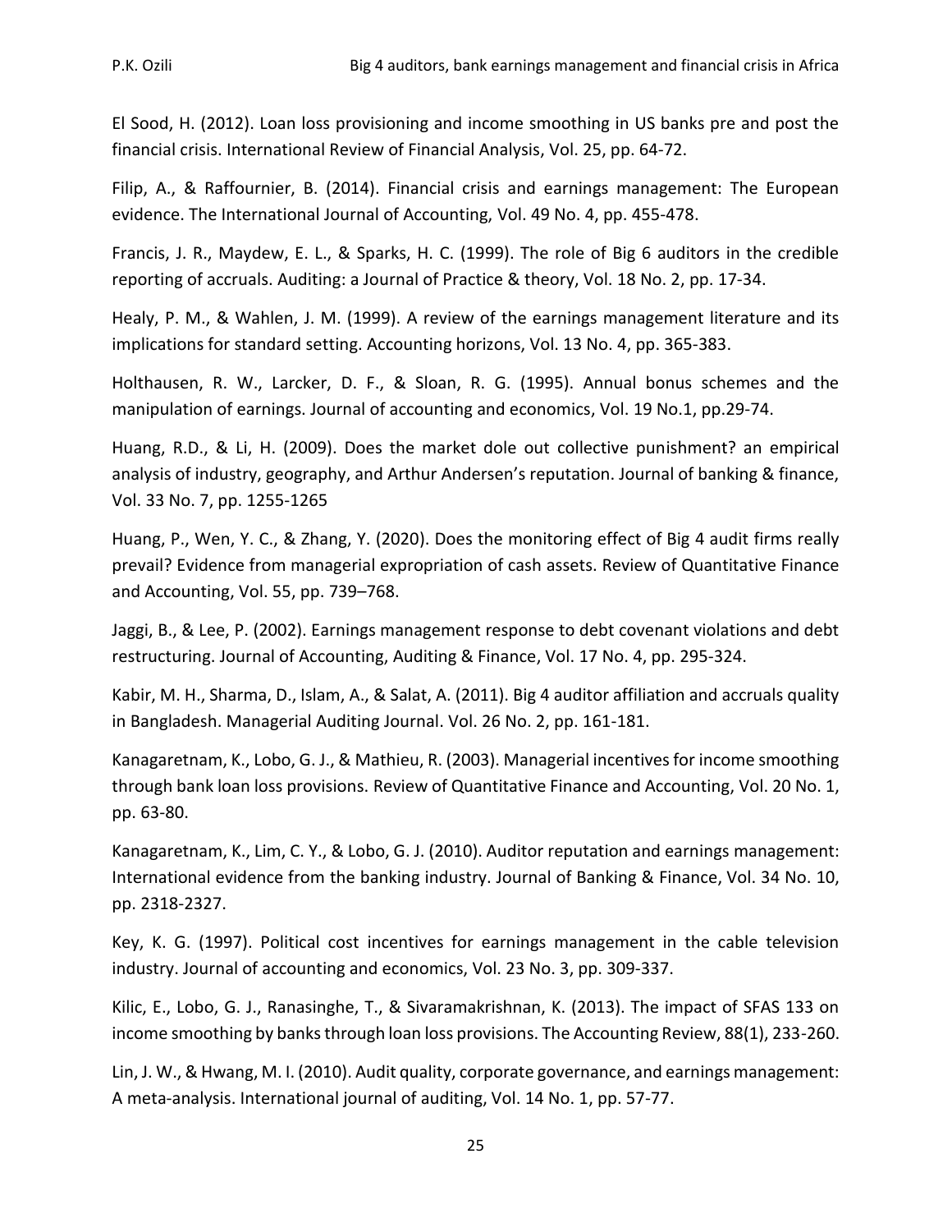El Sood, H. (2012). Loan loss provisioning and income smoothing in US banks pre and post the financial crisis. International Review of Financial Analysis, Vol. 25, pp. 64-72.

Filip, A., & Raffournier, B. (2014). Financial crisis and earnings management: The European evidence. The International Journal of Accounting, Vol. 49 No. 4, pp. 455-478.

Francis, J. R., Maydew, E. L., & Sparks, H. C. (1999). The role of Big 6 auditors in the credible reporting of accruals. Auditing: a Journal of Practice & theory, Vol. 18 No. 2, pp. 17-34.

Healy, P. M., & Wahlen, J. M. (1999). A review of the earnings management literature and its implications for standard setting. Accounting horizons, Vol. 13 No. 4, pp. 365-383.

Holthausen, R. W., Larcker, D. F., & Sloan, R. G. (1995). Annual bonus schemes and the manipulation of earnings. Journal of accounting and economics, Vol. 19 No.1, pp.29-74.

Huang, R.D., & Li, H. (2009). Does the market dole out collective punishment? an empirical analysis of industry, geography, and Arthur Andersen's reputation. Journal of banking & finance, Vol. 33 No. 7, pp. 1255-1265

Huang, P., Wen, Y. C., & Zhang, Y. (2020). Does the monitoring effect of Big 4 audit firms really prevail? Evidence from managerial expropriation of cash assets. Review of Quantitative Finance and Accounting, Vol. 55, pp. 739–768.

Jaggi, B., & Lee, P. (2002). Earnings management response to debt covenant violations and debt restructuring. Journal of Accounting, Auditing & Finance, Vol. 17 No. 4, pp. 295-324.

Kabir, M. H., Sharma, D., Islam, A., & Salat, A. (2011). Big 4 auditor affiliation and accruals quality in Bangladesh. Managerial Auditing Journal. Vol. 26 No. 2, pp. 161-181.

Kanagaretnam, K., Lobo, G. J., & Mathieu, R. (2003). Managerial incentives for income smoothing through bank loan loss provisions. Review of Quantitative Finance and Accounting, Vol. 20 No. 1, pp. 63-80.

Kanagaretnam, K., Lim, C. Y., & Lobo, G. J. (2010). Auditor reputation and earnings management: International evidence from the banking industry. Journal of Banking & Finance, Vol. 34 No. 10, pp. 2318-2327.

Key, K. G. (1997). Political cost incentives for earnings management in the cable television industry. Journal of accounting and economics, Vol. 23 No. 3, pp. 309-337.

Kilic, E., Lobo, G. J., Ranasinghe, T., & Sivaramakrishnan, K. (2013). The impact of SFAS 133 on income smoothing by banks through loan loss provisions. The Accounting Review, 88(1), 233-260.

Lin, J. W., & Hwang, M. I. (2010). Audit quality, corporate governance, and earnings management: A meta-analysis. International journal of auditing, Vol. 14 No. 1, pp. 57-77.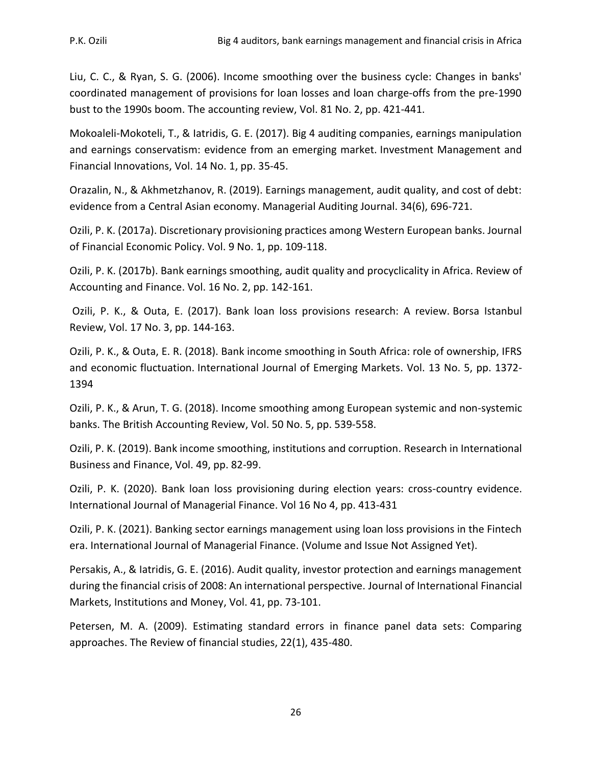Liu, C. C., & Ryan, S. G. (2006). Income smoothing over the business cycle: Changes in banks' coordinated management of provisions for loan losses and loan charge-offs from the pre-1990 bust to the 1990s boom. The accounting review, Vol. 81 No. 2, pp. 421-441.

Mokoaleli-Mokoteli, T., & Iatridis, G. E. (2017). Big 4 auditing companies, earnings manipulation and earnings conservatism: evidence from an emerging market. Investment Management and Financial Innovations, Vol. 14 No. 1, pp. 35-45.

Orazalin, N., & Akhmetzhanov, R. (2019). Earnings management, audit quality, and cost of debt: evidence from a Central Asian economy. Managerial Auditing Journal. 34(6), 696-721.

Ozili, P. K. (2017a). Discretionary provisioning practices among Western European banks. Journal of Financial Economic Policy. Vol. 9 No. 1, pp. 109-118.

Ozili, P. K. (2017b). Bank earnings smoothing, audit quality and procyclicality in Africa. Review of Accounting and Finance. Vol. 16 No. 2, pp. 142-161.

Ozili, P. K., & Outa, E. (2017). Bank loan loss provisions research: A review. Borsa Istanbul Review, Vol. 17 No. 3, pp. 144-163.

Ozili, P. K., & Outa, E. R. (2018). Bank income smoothing in South Africa: role of ownership, IFRS and economic fluctuation. International Journal of Emerging Markets. Vol. 13 No. 5, pp. 1372-1394

Ozili, P. K., & Arun, T. G. (2018). Income smoothing among European systemic and non-systemic banks. The British Accounting Review, Vol. 50 No. 5, pp. 539-558.

Ozili, P. K. (2019). Bank income smoothing, institutions and corruption. Research in International Business and Finance, Vol. 49, pp. 82-99.

Ozili, P. K. (2020). Bank loan loss provisioning during election years: cross-country evidence. International Journal of Managerial Finance. Vol 16 No 4, pp. 413-431

Ozili, P. K. (2021). Banking sector earnings management using loan loss provisions in the Fintech era. International Journal of Managerial Finance. (Volume and Issue Not Assigned Yet).

Persakis, A., & Iatridis, G. E. (2016). Audit quality, investor protection and earnings management during the financial crisis of 2008: An international perspective. Journal of International Financial Markets, Institutions and Money, Vol. 41, pp. 73-101.

Petersen, M. A. (2009). Estimating standard errors in finance panel data sets: Comparing approaches. The Review of financial studies, 22(1), 435-480.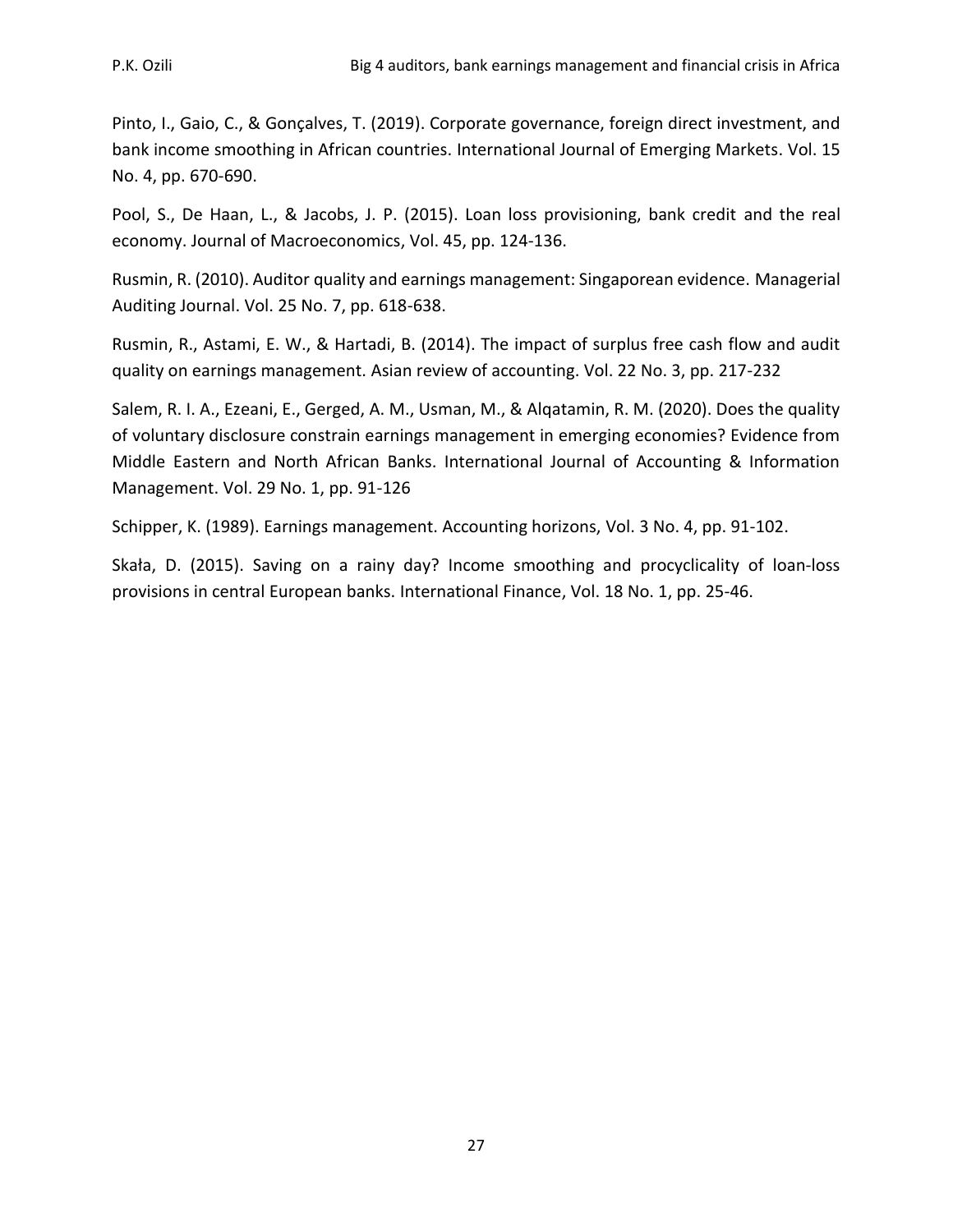Pinto, I., Gaio, C., & Gonçalves, T. (2019). Corporate governance, foreign direct investment, and bank income smoothing in African countries. International Journal of Emerging Markets. Vol. 15 No. 4, pp. 670-690.

Pool, S., De Haan, L., & Jacobs, J. P. (2015). Loan loss provisioning, bank credit and the real economy. Journal of Macroeconomics, Vol. 45, pp. 124-136.

Rusmin, R. (2010). Auditor quality and earnings management: Singaporean evidence. Managerial Auditing Journal. Vol. 25 No. 7, pp. 618-638.

Rusmin, R., Astami, E. W., & Hartadi, B. (2014). The impact of surplus free cash flow and audit quality on earnings management. Asian review of accounting. Vol. 22 No. 3, pp. 217-232

Salem, R. I. A., Ezeani, E., Gerged, A. M., Usman, M., & Alqatamin, R. M. (2020). Does the quality of voluntary disclosure constrain earnings management in emerging economies? Evidence from Middle Eastern and North African Banks. International Journal of Accounting & Information Management. Vol. 29 No. 1, pp. 91-126

Schipper, K. (1989). Earnings management. Accounting horizons, Vol. 3 No. 4, pp. 91-102.

Skała, D. (2015). Saving on a rainy day? Income smoothing and procyclicality of loan-loss provisions in central European banks. International Finance, Vol. 18 No. 1, pp. 25-46.